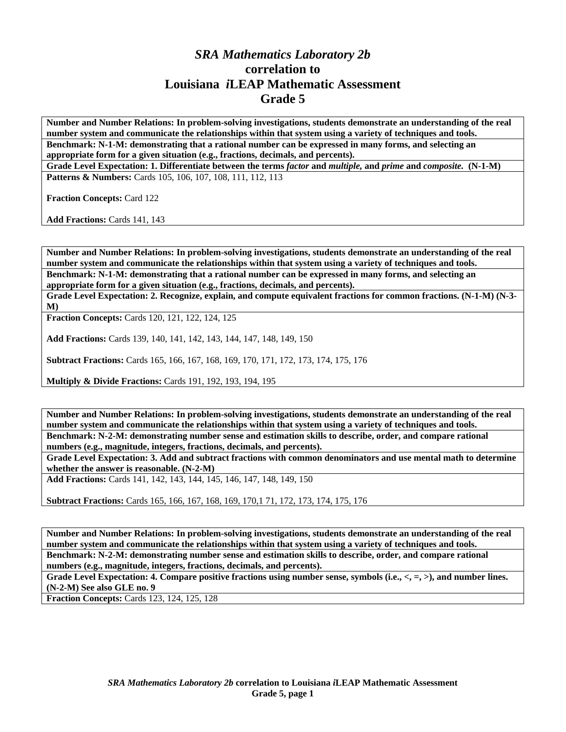# *SRA Mathematics Laboratory 2b*
# correlation to
# Louisiana *i*LEAP Mathematic Assessment
# Grade 5

**Number and Number Relations: In problem-solving investigations, students demonstrate an understanding of the real number system and communicate the relationships within that system using a variety of techniques and tools.**

**Benchmark: N-1-M: demonstrating that a rational number can be expressed in many forms, and selecting an appropriate form for a given situation (e.g., fractions, decimals, and percents).**

**Grade Level Expectation: 1. Differentiate between the terms *factor* and *multiple*, and *prime* and *composite*. (N-1-M)**

**Patterns & Numbers:** Cards 105, 106, 107, 108, 111, 112, 113

**Fraction Concepts:** Card 122

**Add Fractions:** Cards 141, 143

---

**Number and Number Relations: In problem-solving investigations, students demonstrate an understanding of the real number system and communicate the relationships within that system using a variety of techniques and tools.**

**Benchmark: N-1-M: demonstrating that a rational number can be expressed in many forms, and selecting an appropriate form for a given situation (e.g., fractions, decimals, and percents).**

**Grade Level Expectation: 2. Recognize, explain, and compute equivalent fractions for common fractions. (N-1-M) (N-3-M)**

**Fraction Concepts:** Cards 120, 121, 122, 124, 125

**Add Fractions:** Cards 139, 140, 141, 142, 143, 144, 147, 148, 149, 150

**Subtract Fractions:** Cards 165, 166, 167, 168, 169, 170, 171, 172, 173, 174, 175, 176

**Multiply & Divide Fractions:** Cards 191, 192, 193, 194, 195

---

**Number and Number Relations: In problem-solving investigations, students demonstrate an understanding of the real number system and communicate the relationships within that system using a variety of techniques and tools.**

**Benchmark: N-2-M: demonstrating number sense and estimation skills to describe, order, and compare rational numbers (e.g., magnitude, integers, fractions, decimals, and percents).**

**Grade Level Expectation: 3. Add and subtract fractions with common denominators and use mental math to determine whether the answer is reasonable. (N-2-M)**

**Add Fractions:** Cards 141, 142, 143, 144, 145, 146, 147, 148, 149, 150

**Subtract Fractions:** Cards 165, 166, 167, 168, 169, 170,1 71, 172, 173, 174, 175, 176

---

**Number and Number Relations: In problem-solving investigations, students demonstrate an understanding of the real number system and communicate the relationships within that system using a variety of techniques and tools.**

**Benchmark: N-2-M: demonstrating number sense and estimation skills to describe, order, and compare rational numbers (e.g., magnitude, integers, fractions, decimals, and percents).**

**Grade Level Expectation: 4. Compare positive fractions using number sense, symbols (i.e., <, =, >), and number lines. (N-2-M) See also GLE no. 9**

**Fraction Concepts:** Cards 123, 124, 125, 128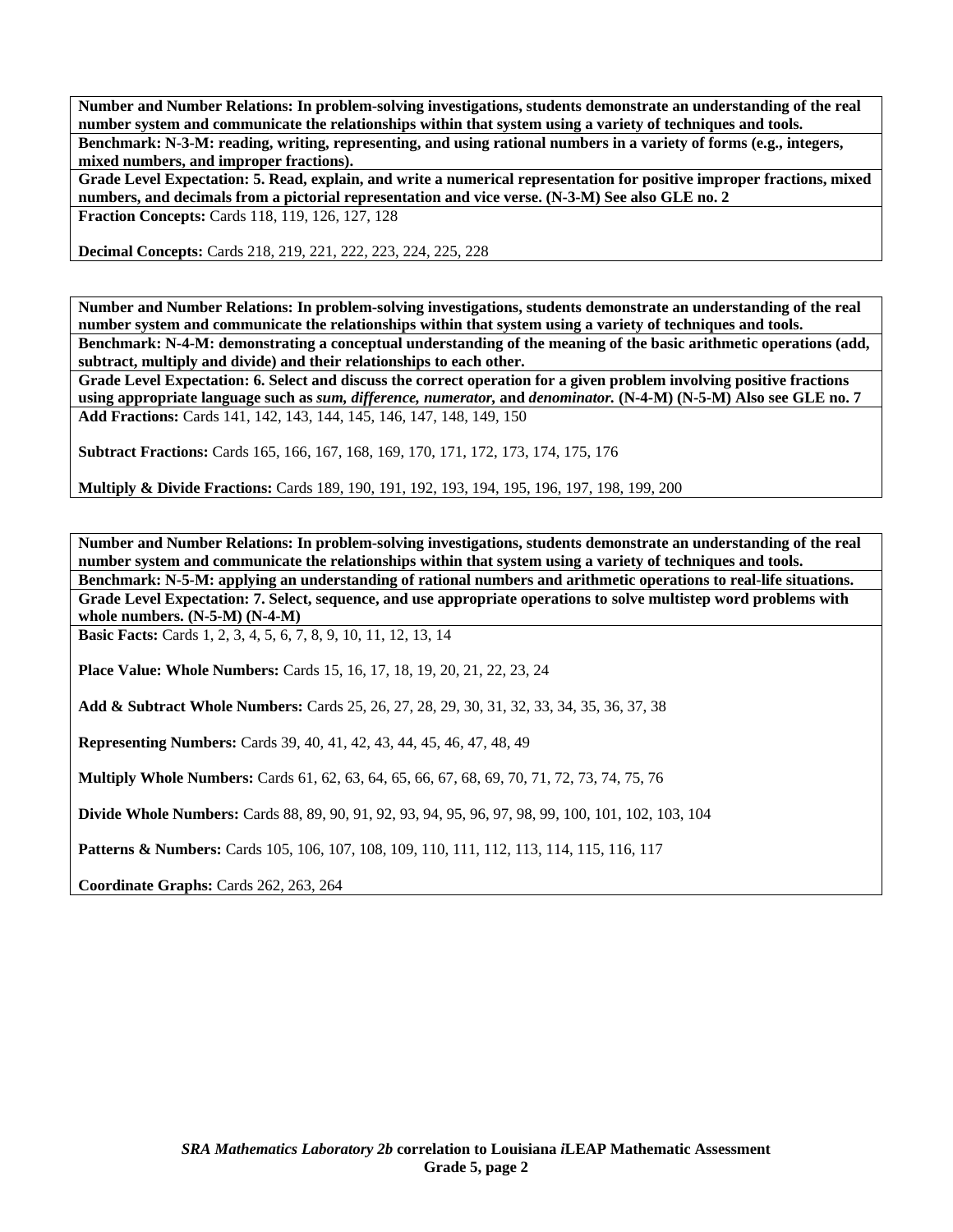**Number and Number Relations: In problem-solving investigations, students demonstrate an understanding of the real number system and communicate the relationships within that system using a variety of techniques and tools.**

**Benchmark: N-3-M: reading, writing, representing, and using rational numbers in a variety of forms (e.g., integers, mixed numbers, and improper fractions).**

**Grade Level Expectation: 5. Read, explain, and write a numerical representation for positive improper fractions, mixed numbers, and decimals from a pictorial representation and vice verse. (N-3-M) See also GLE no. 2**

**Fraction Concepts:** Cards 118, 119, 126, 127, 128

**Decimal Concepts:** Cards 218, 219, 221, 222, 223, 224, 225, 228

**Number and Number Relations: In problem-solving investigations, students demonstrate an understanding of the real number system and communicate the relationships within that system using a variety of techniques and tools.**

**Benchmark: N-4-M: demonstrating a conceptual understanding of the meaning of the basic arithmetic operations (add, subtract, multiply and divide) and their relationships to each other.**

**Grade Level Expectation: 6. Select and discuss the correct operation for a given problem involving positive fractions using appropriate language such as *sum, difference, numerator,* and *denominator.* (N-4-M) (N-5-M) Also see GLE no. 7**

**Add Fractions:** Cards 141, 142, 143, 144, 145, 146, 147, 148, 149, 150

**Subtract Fractions:** Cards 165, 166, 167, 168, 169, 170, 171, 172, 173, 174, 175, 176

**Multiply & Divide Fractions:** Cards 189, 190, 191, 192, 193, 194, 195, 196, 197, 198, 199, 200

**Number and Number Relations: In problem-solving investigations, students demonstrate an understanding of the real number system and communicate the relationships within that system using a variety of techniques and tools.**

**Benchmark: N-5-M: applying an understanding of rational numbers and arithmetic operations to real-life situations.**

**Grade Level Expectation: 7. Select, sequence, and use appropriate operations to solve multistep word problems with whole numbers. (N-5-M) (N-4-M)**

**Basic Facts:** Cards 1, 2, 3, 4, 5, 6, 7, 8, 9, 10, 11, 12, 13, 14

**Place Value: Whole Numbers:** Cards 15, 16, 17, 18, 19, 20, 21, 22, 23, 24

**Add & Subtract Whole Numbers:** Cards 25, 26, 27, 28, 29, 30, 31, 32, 33, 34, 35, 36, 37, 38

**Representing Numbers:** Cards 39, 40, 41, 42, 43, 44, 45, 46, 47, 48, 49

**Multiply Whole Numbers:** Cards 61, 62, 63, 64, 65, 66, 67, 68, 69, 70, 71, 72, 73, 74, 75, 76

**Divide Whole Numbers:** Cards 88, 89, 90, 91, 92, 93, 94, 95, 96, 97, 98, 99, 100, 101, 102, 103, 104

**Patterns & Numbers:** Cards 105, 106, 107, 108, 109, 110, 111, 112, 113, 114, 115, 116, 117

**Coordinate Graphs:** Cards 262, 263, 264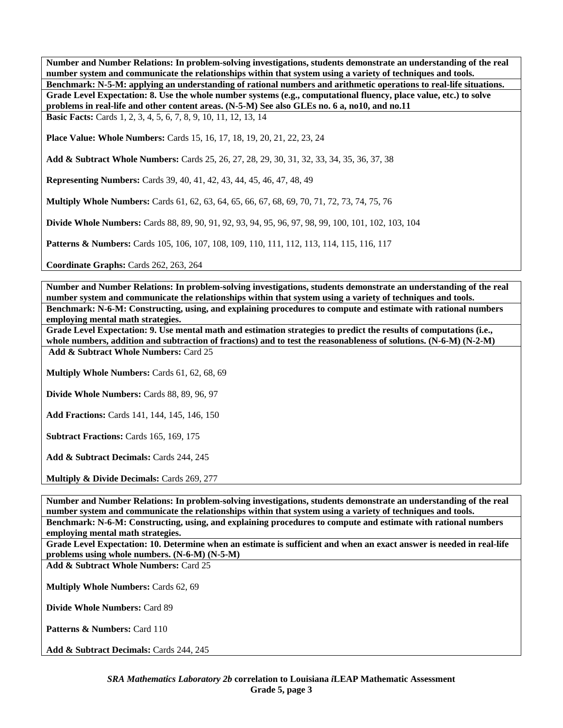**Number and Number Relations: In problem-solving investigations, students demonstrate an understanding of the real number system and communicate the relationships within that system using a variety of techniques and tools.**

**Benchmark: N-5-M: applying an understanding of rational numbers and arithmetic operations to real-life situations.**

**Grade Level Expectation: 8. Use the whole number systems (e.g., computational fluency, place value, etc.) to solve problems in real-life and other content areas. (N-5-M) See also GLEs no. 6 a, no10, and no.11**

**Basic Facts:** Cards 1, 2, 3, 4, 5, 6, 7, 8, 9, 10, 11, 12, 13, 14

**Place Value: Whole Numbers:** Cards 15, 16, 17, 18, 19, 20, 21, 22, 23, 24

**Add & Subtract Whole Numbers:** Cards 25, 26, 27, 28, 29, 30, 31, 32, 33, 34, 35, 36, 37, 38

**Representing Numbers:** Cards 39, 40, 41, 42, 43, 44, 45, 46, 47, 48, 49

**Multiply Whole Numbers:** Cards 61, 62, 63, 64, 65, 66, 67, 68, 69, 70, 71, 72, 73, 74, 75, 76

**Divide Whole Numbers:** Cards 88, 89, 90, 91, 92, 93, 94, 95, 96, 97, 98, 99, 100, 101, 102, 103, 104

**Patterns & Numbers:** Cards 105, 106, 107, 108, 109, 110, 111, 112, 113, 114, 115, 116, 117

**Coordinate Graphs:** Cards 262, 263, 264

---

**Number and Number Relations: In problem-solving investigations, students demonstrate an understanding of the real number system and communicate the relationships within that system using a variety of techniques and tools.**

**Benchmark: N-6-M: Constructing, using, and explaining procedures to compute and estimate with rational numbers employing mental math strategies.**

**Grade Level Expectation: 9. Use mental math and estimation strategies to predict the results of computations (i.e., whole numbers, addition and subtraction of fractions) and to test the reasonableness of solutions. (N-6-M) (N-2-M)**

**Add & Subtract Whole Numbers:** Card 25

**Multiply Whole Numbers:** Cards 61, 62, 68, 69

**Divide Whole Numbers:** Cards 88, 89, 96, 97

**Add Fractions:** Cards 141, 144, 145, 146, 150

**Subtract Fractions:** Cards 165, 169, 175

**Add & Subtract Decimals:** Cards 244, 245

**Multiply & Divide Decimals:** Cards 269, 277

---

**Number and Number Relations: In problem-solving investigations, students demonstrate an understanding of the real number system and communicate the relationships within that system using a variety of techniques and tools.**

**Benchmark: N-6-M: Constructing, using, and explaining procedures to compute and estimate with rational numbers employing mental math strategies.**

**Grade Level Expectation: 10. Determine when an estimate is sufficient and when an exact answer is needed in real-life problems using whole numbers. (N-6-M) (N-5-M)**

**Add & Subtract Whole Numbers:** Card 25

**Multiply Whole Numbers:** Cards 62, 69

**Divide Whole Numbers:** Card 89

**Patterns & Numbers:** Card 110

**Add & Subtract Decimals:** Cards 244, 245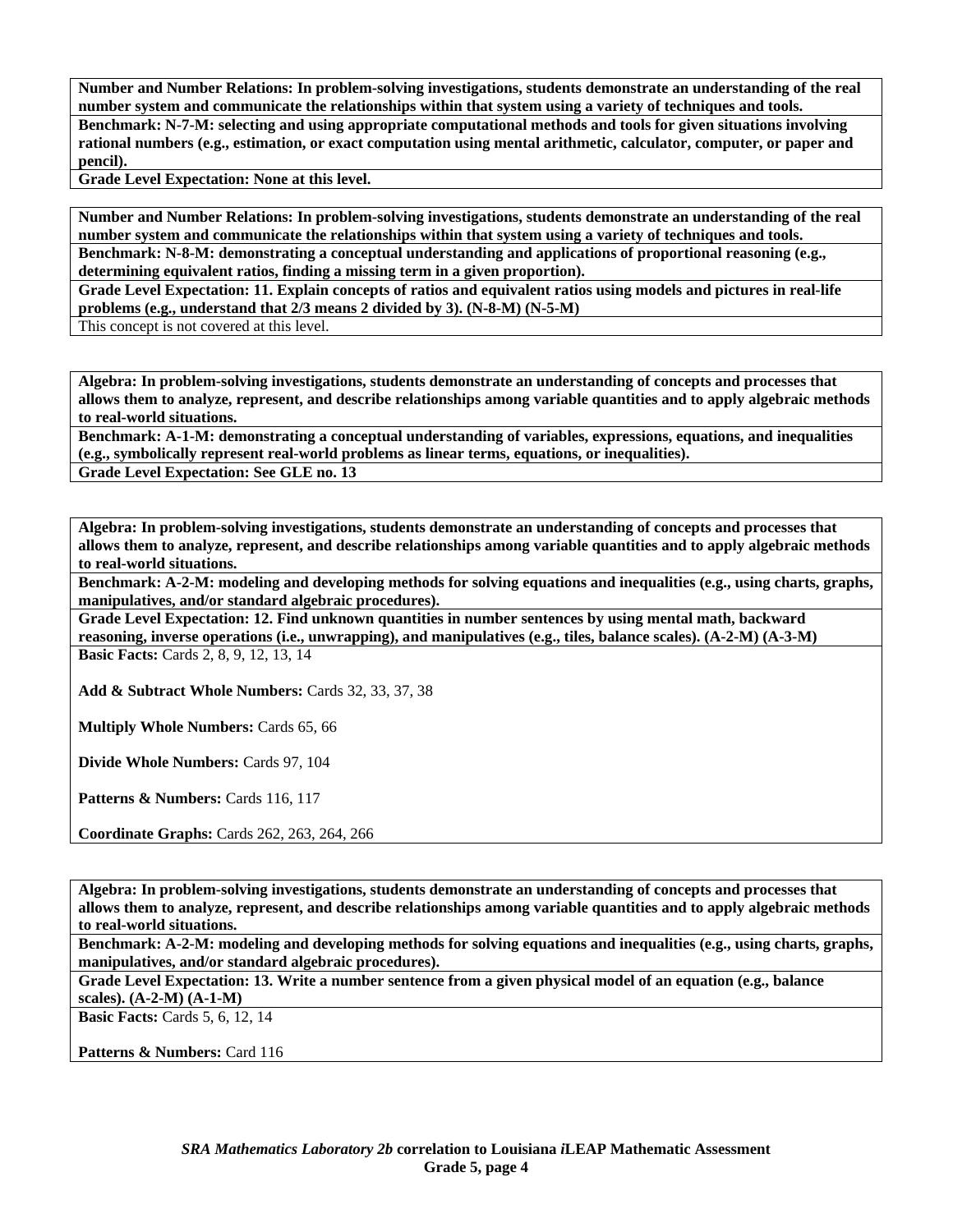**Number and Number Relations: In problem-solving investigations, students demonstrate an understanding of the real number system and communicate the relationships within that system using a variety of techniques and tools.**

**Benchmark: N-7-M: selecting and using appropriate computational methods and tools for given situations involving rational numbers (e.g., estimation, or exact computation using mental arithmetic, calculator, computer, or paper and pencil).**

**Grade Level Expectation: None at this level.**

---

**Number and Number Relations: In problem-solving investigations, students demonstrate an understanding of the real number system and communicate the relationships within that system using a variety of techniques and tools.**

**Benchmark: N-8-M: demonstrating a conceptual understanding and applications of proportional reasoning (e.g., determining equivalent ratios, finding a missing term in a given proportion).**

**Grade Level Expectation: 11. Explain concepts of ratios and equivalent ratios using models and pictures in real-life problems (e.g., understand that 2/3 means 2 divided by 3). (N-8-M) (N-5-M)**

This concept is not covered at this level.

---

**Algebra: In problem-solving investigations, students demonstrate an understanding of concepts and processes that allows them to analyze, represent, and describe relationships among variable quantities and to apply algebraic methods to real-world situations.**

**Benchmark: A-1-M: demonstrating a conceptual understanding of variables, expressions, equations, and inequalities (e.g., symbolically represent real-world problems as linear terms, equations, or inequalities).**

**Grade Level Expectation: See GLE no. 13**

---

**Algebra: In problem-solving investigations, students demonstrate an understanding of concepts and processes that allows them to analyze, represent, and describe relationships among variable quantities and to apply algebraic methods to real-world situations.**

**Benchmark: A-2-M: modeling and developing methods for solving equations and inequalities (e.g., using charts, graphs, manipulatives, and/or standard algebraic procedures).**

**Grade Level Expectation: 12. Find unknown quantities in number sentences by using mental math, backward reasoning, inverse operations (i.e., unwrapping), and manipulatives (e.g., tiles, balance scales). (A-2-M) (A-3-M)**

**Basic Facts:** Cards 2, 8, 9, 12, 13, 14

**Add & Subtract Whole Numbers:** Cards 32, 33, 37, 38

**Multiply Whole Numbers:** Cards 65, 66

**Divide Whole Numbers:** Cards 97, 104

**Patterns & Numbers:** Cards 116, 117

**Coordinate Graphs:** Cards 262, 263, 264, 266

---

**Algebra: In problem-solving investigations, students demonstrate an understanding of concepts and processes that allows them to analyze, represent, and describe relationships among variable quantities and to apply algebraic methods to real-world situations.**

**Benchmark: A-2-M: modeling and developing methods for solving equations and inequalities (e.g., using charts, graphs, manipulatives, and/or standard algebraic procedures).**

**Grade Level Expectation: 13. Write a number sentence from a given physical model of an equation (e.g., balance scales). (A-2-M) (A-1-M)**

**Basic Facts:** Cards 5, 6, 12, 14

**Patterns & Numbers:** Card 116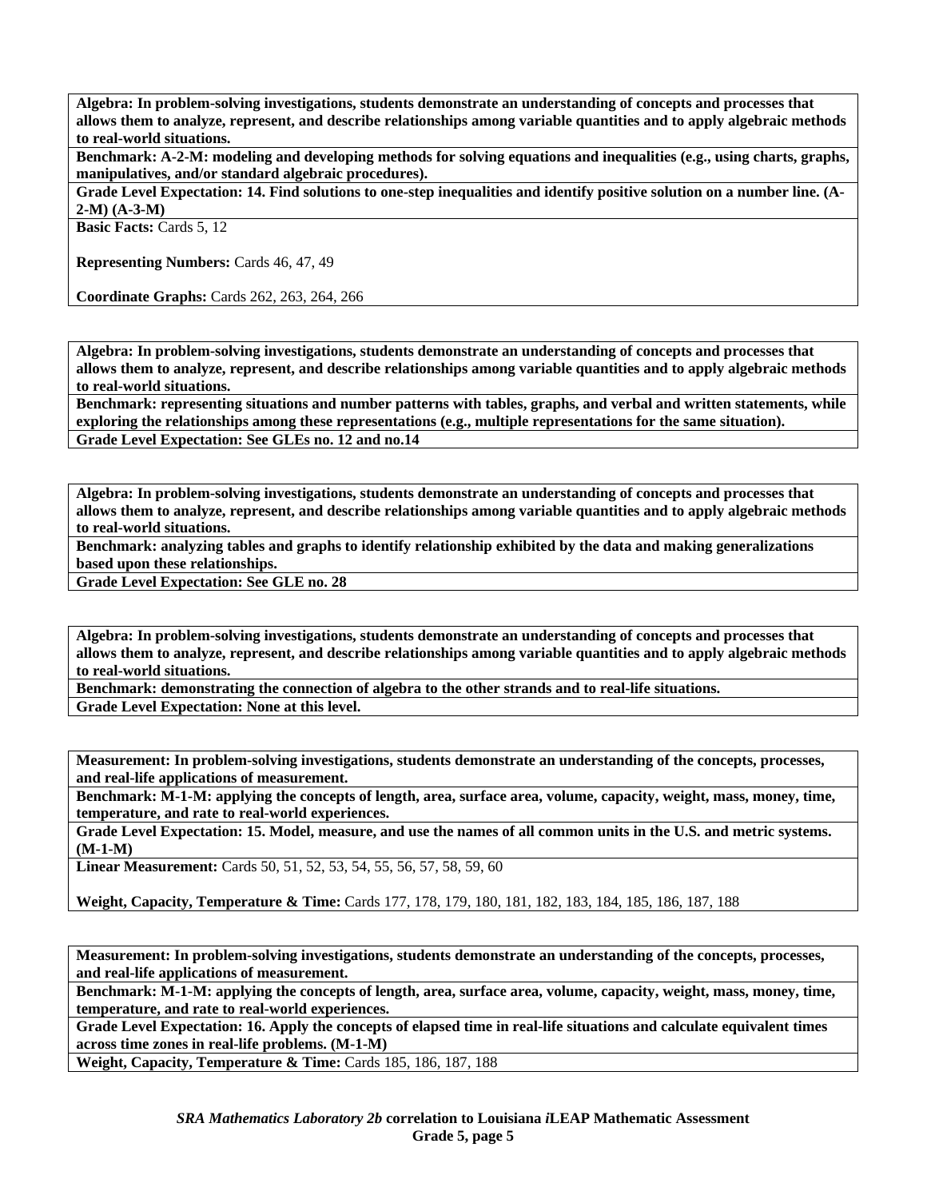**Algebra: In problem-solving investigations, students demonstrate an understanding of concepts and processes that allows them to analyze, represent, and describe relationships among variable quantities and to apply algebraic methods to real-world situations.**

**Benchmark: A-2-M: modeling and developing methods for solving equations and inequalities (e.g., using charts, graphs, manipulatives, and/or standard algebraic procedures).**

**Grade Level Expectation: 14. Find solutions to one-step inequalities and identify positive solution on a number line. (A-2-M) (A-3-M)**

**Basic Facts:** Cards 5, 12

**Representing Numbers:** Cards 46, 47, 49

**Coordinate Graphs:** Cards 262, 263, 264, 266

---

**Algebra: In problem-solving investigations, students demonstrate an understanding of concepts and processes that allows them to analyze, represent, and describe relationships among variable quantities and to apply algebraic methods to real-world situations.**

**Benchmark: representing situations and number patterns with tables, graphs, and verbal and written statements, while exploring the relationships among these representations (e.g., multiple representations for the same situation).**

**Grade Level Expectation: See GLEs no. 12 and no.14**

---

**Algebra: In problem-solving investigations, students demonstrate an understanding of concepts and processes that allows them to analyze, represent, and describe relationships among variable quantities and to apply algebraic methods to real-world situations.**

**Benchmark: analyzing tables and graphs to identify relationship exhibited by the data and making generalizations based upon these relationships.**

**Grade Level Expectation: See GLE no. 28**

---

**Algebra: In problem-solving investigations, students demonstrate an understanding of concepts and processes that allows them to analyze, represent, and describe relationships among variable quantities and to apply algebraic methods to real-world situations.**

**Benchmark: demonstrating the connection of algebra to the other strands and to real-life situations.**

**Grade Level Expectation: None at this level.**

---

**Measurement: In problem-solving investigations, students demonstrate an understanding of the concepts, processes, and real-life applications of measurement.**

**Benchmark: M-1-M: applying the concepts of length, area, surface area, volume, capacity, weight, mass, money, time, temperature, and rate to real-world experiences.**

**Grade Level Expectation: 15. Model, measure, and use the names of all common units in the U.S. and metric systems. (M-1-M)**

**Linear Measurement:** Cards 50, 51, 52, 53, 54, 55, 56, 57, 58, 59, 60

**Weight, Capacity, Temperature & Time:** Cards 177, 178, 179, 180, 181, 182, 183, 184, 185, 186, 187, 188

---

**Measurement: In problem-solving investigations, students demonstrate an understanding of the concepts, processes, and real-life applications of measurement.**

**Benchmark: M-1-M: applying the concepts of length, area, surface area, volume, capacity, weight, mass, money, time, temperature, and rate to real-world experiences.**

**Grade Level Expectation: 16. Apply the concepts of elapsed time in real-life situations and calculate equivalent times across time zones in real-life problems. (M-1-M)**

**Weight, Capacity, Temperature & Time:** Cards 185, 186, 187, 188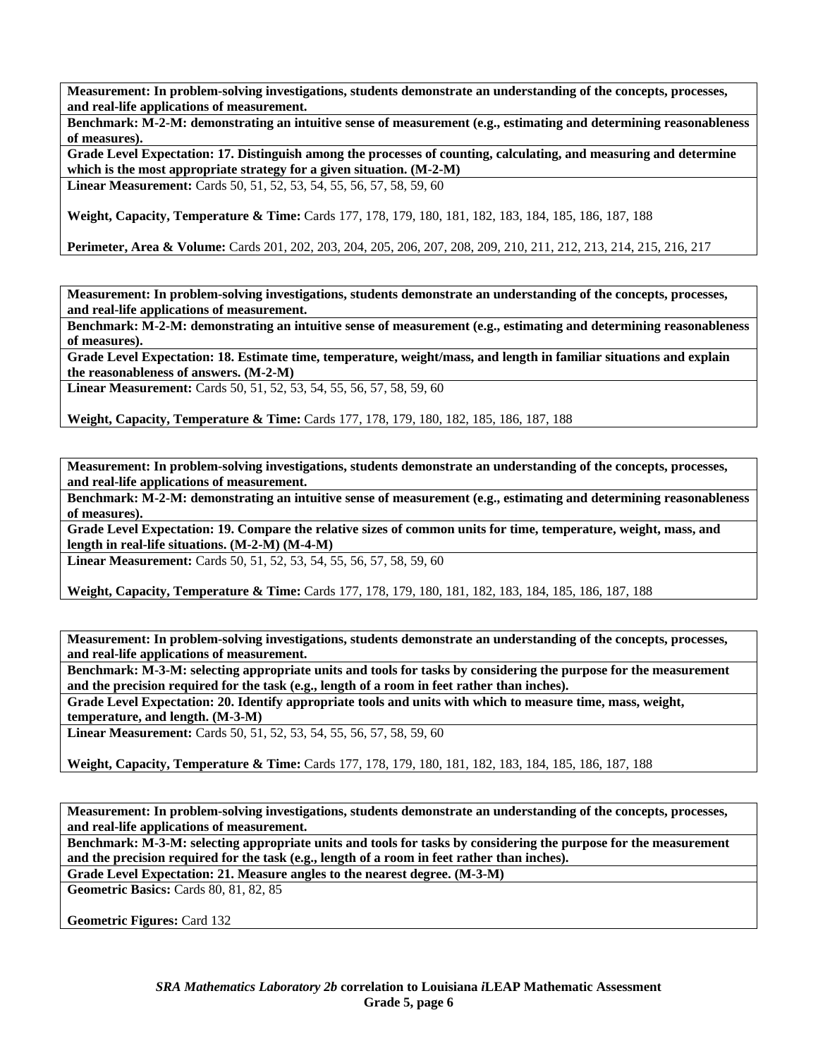**Measurement: In problem-solving investigations, students demonstrate an understanding of the concepts, processes, and real-life applications of measurement.**

**Benchmark: M-2-M: demonstrating an intuitive sense of measurement (e.g., estimating and determining reasonableness of measures).**

**Grade Level Expectation: 17. Distinguish among the processes of counting, calculating, and measuring and determine which is the most appropriate strategy for a given situation. (M-2-M)**

**Linear Measurement:** Cards 50, 51, 52, 53, 54, 55, 56, 57, 58, 59, 60

**Weight, Capacity, Temperature & Time:** Cards 177, 178, 179, 180, 181, 182, 183, 184, 185, 186, 187, 188

**Perimeter, Area & Volume:** Cards 201, 202, 203, 204, 205, 206, 207, 208, 209, 210, 211, 212, 213, 214, 215, 216, 217

---

**Measurement: In problem-solving investigations, students demonstrate an understanding of the concepts, processes, and real-life applications of measurement.**

**Benchmark: M-2-M: demonstrating an intuitive sense of measurement (e.g., estimating and determining reasonableness of measures).**

**Grade Level Expectation: 18. Estimate time, temperature, weight/mass, and length in familiar situations and explain the reasonableness of answers. (M-2-M)**

**Linear Measurement:** Cards 50, 51, 52, 53, 54, 55, 56, 57, 58, 59, 60

**Weight, Capacity, Temperature & Time:** Cards 177, 178, 179, 180, 182, 185, 186, 187, 188

---

**Measurement: In problem-solving investigations, students demonstrate an understanding of the concepts, processes, and real-life applications of measurement.**

**Benchmark: M-2-M: demonstrating an intuitive sense of measurement (e.g., estimating and determining reasonableness of measures).**

**Grade Level Expectation: 19. Compare the relative sizes of common units for time, temperature, weight, mass, and length in real-life situations. (M-2-M) (M-4-M)**

**Linear Measurement:** Cards 50, 51, 52, 53, 54, 55, 56, 57, 58, 59, 60

**Weight, Capacity, Temperature & Time:** Cards 177, 178, 179, 180, 181, 182, 183, 184, 185, 186, 187, 188

---

**Measurement: In problem-solving investigations, students demonstrate an understanding of the concepts, processes, and real-life applications of measurement.**

**Benchmark: M-3-M: selecting appropriate units and tools for tasks by considering the purpose for the measurement and the precision required for the task (e.g., length of a room in feet rather than inches).**

**Grade Level Expectation: 20. Identify appropriate tools and units with which to measure time, mass, weight, temperature, and length. (M-3-M)**

**Linear Measurement:** Cards 50, 51, 52, 53, 54, 55, 56, 57, 58, 59, 60

**Weight, Capacity, Temperature & Time:** Cards 177, 178, 179, 180, 181, 182, 183, 184, 185, 186, 187, 188

---

**Measurement: In problem-solving investigations, students demonstrate an understanding of the concepts, processes, and real-life applications of measurement.**

**Benchmark: M-3-M: selecting appropriate units and tools for tasks by considering the purpose for the measurement and the precision required for the task (e.g., length of a room in feet rather than inches).**

**Grade Level Expectation: 21. Measure angles to the nearest degree. (M-3-M)**

**Geometric Basics:** Cards 80, 81, 82, 85

**Geometric Figures:** Card 132

***SRA Mathematics Laboratory 2b* correlation to Louisiana *i*LEAP Mathematic Assessment**
**Grade 5, page 6**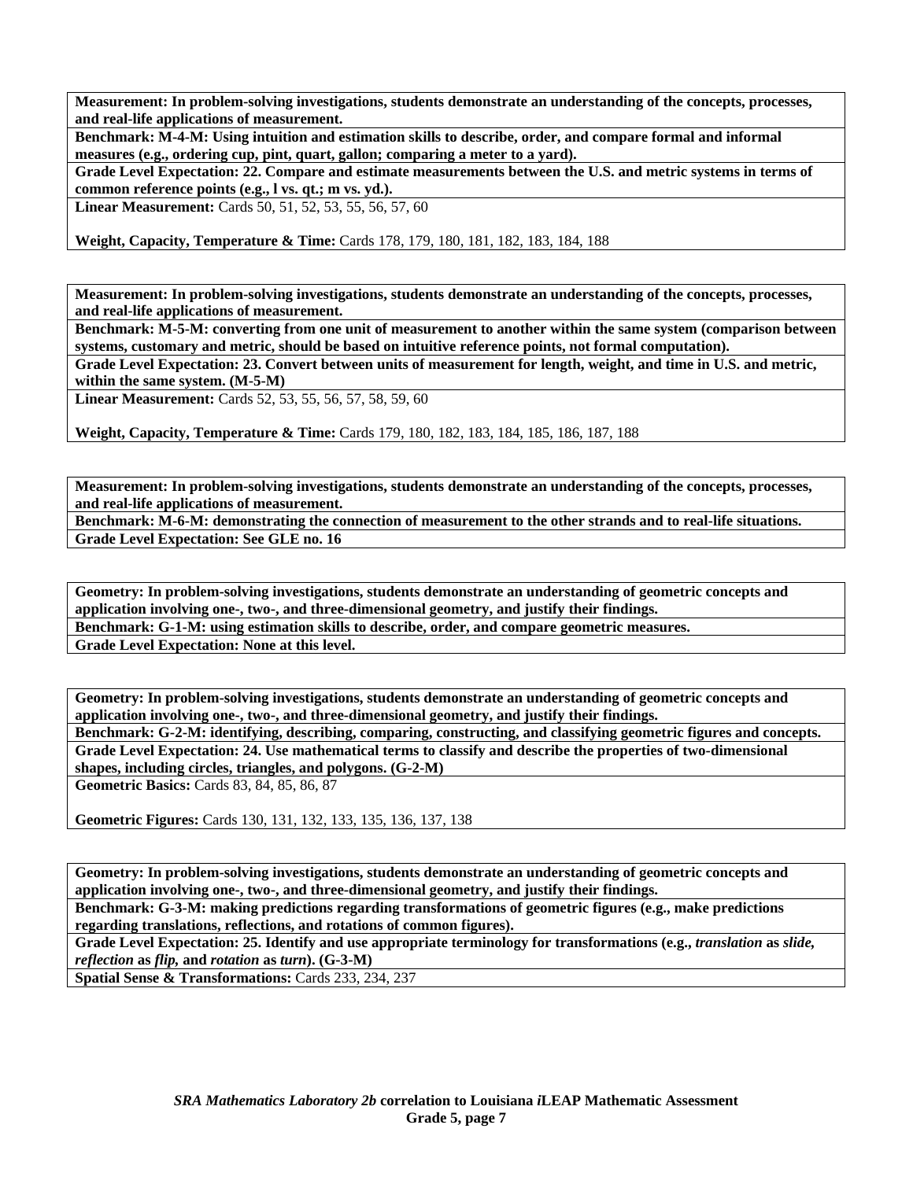**Measurement: In problem-solving investigations, students demonstrate an understanding of the concepts, processes, and real-life applications of measurement.**

**Benchmark: M-4-M: Using intuition and estimation skills to describe, order, and compare formal and informal measures (e.g., ordering cup, pint, quart, gallon; comparing a meter to a yard).**

**Grade Level Expectation: 22. Compare and estimate measurements between the U.S. and metric systems in terms of common reference points (e.g., l vs. qt.; m vs. yd.).**

**Linear Measurement:** Cards 50, 51, 52, 53, 55, 56, 57, 60

**Weight, Capacity, Temperature & Time:** Cards 178, 179, 180, 181, 182, 183, 184, 188

---

**Measurement: In problem-solving investigations, students demonstrate an understanding of the concepts, processes, and real-life applications of measurement.**

**Benchmark: M-5-M: converting from one unit of measurement to another within the same system (comparison between systems, customary and metric, should be based on intuitive reference points, not formal computation).**

**Grade Level Expectation: 23. Convert between units of measurement for length, weight, and time in U.S. and metric, within the same system. (M-5-M)**

**Linear Measurement:** Cards 52, 53, 55, 56, 57, 58, 59, 60

**Weight, Capacity, Temperature & Time:** Cards 179, 180, 182, 183, 184, 185, 186, 187, 188

---

**Measurement: In problem-solving investigations, students demonstrate an understanding of the concepts, processes, and real-life applications of measurement.**

**Benchmark: M-6-M: demonstrating the connection of measurement to the other strands and to real-life situations.**

**Grade Level Expectation: See GLE no. 16**

---

**Geometry: In problem-solving investigations, students demonstrate an understanding of geometric concepts and application involving one-, two-, and three-dimensional geometry, and justify their findings.**

**Benchmark: G-1-M: using estimation skills to describe, order, and compare geometric measures.**

**Grade Level Expectation: None at this level.**

---

**Geometry: In problem-solving investigations, students demonstrate an understanding of geometric concepts and application involving one-, two-, and three-dimensional geometry, and justify their findings.**

**Benchmark: G-2-M: identifying, describing, comparing, constructing, and classifying geometric figures and concepts.**

**Grade Level Expectation: 24. Use mathematical terms to classify and describe the properties of two-dimensional shapes, including circles, triangles, and polygons. (G-2-M)**

**Geometric Basics:** Cards 83, 84, 85, 86, 87

**Geometric Figures:** Cards 130, 131, 132, 133, 135, 136, 137, 138

---

**Geometry: In problem-solving investigations, students demonstrate an understanding of geometric concepts and application involving one-, two-, and three-dimensional geometry, and justify their findings.**

**Benchmark: G-3-M: making predictions regarding transformations of geometric figures (e.g., make predictions regarding translations, reflections, and rotations of common figures).**

**Grade Level Expectation: 25. Identify and use appropriate terminology for transformations (e.g., *translation* as *slide*, *reflection* as *flip*, and *rotation* as *turn*). (G-3-M)**

**Spatial Sense & Transformations:** Cards 233, 234, 237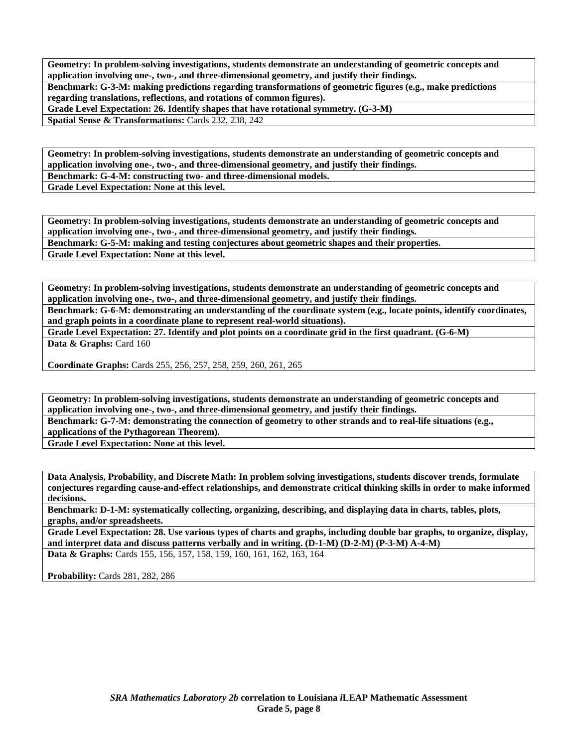**Geometry: In problem-solving investigations, students demonstrate an understanding of geometric concepts and application involving one-, two-, and three-dimensional geometry, and justify their findings.**

**Benchmark: G-3-M: making predictions regarding transformations of geometric figures (e.g., make predictions regarding translations, reflections, and rotations of common figures).**

**Grade Level Expectation: 26. Identify shapes that have rotational symmetry. (G-3-M)**

**Spatial Sense & Transformations:** Cards 232, 238, 242

---

**Geometry: In problem-solving investigations, students demonstrate an understanding of geometric concepts and application involving one-, two-, and three-dimensional geometry, and justify their findings.**

**Benchmark: G-4-M: constructing two- and three-dimensional models.**

**Grade Level Expectation: None at this level.**

---

**Geometry: In problem-solving investigations, students demonstrate an understanding of geometric concepts and application involving one-, two-, and three-dimensional geometry, and justify their findings.**

**Benchmark: G-5-M: making and testing conjectures about geometric shapes and their properties.**

**Grade Level Expectation: None at this level.**

---

**Geometry: In problem-solving investigations, students demonstrate an understanding of geometric concepts and application involving one-, two-, and three-dimensional geometry, and justify their findings.**

**Benchmark: G-6-M: demonstrating an understanding of the coordinate system (e.g., locate points, identify coordinates, and graph points in a coordinate plane to represent real-world situations).**

**Grade Level Expectation: 27. Identify and plot points on a coordinate grid in the first quadrant. (G-6-M)**

**Data & Graphs:** Card 160

**Coordinate Graphs:** Cards 255, 256, 257, 258, 259, 260, 261, 265

---

**Geometry: In problem-solving investigations, students demonstrate an understanding of geometric concepts and application involving one-, two-, and three-dimensional geometry, and justify their findings.**

**Benchmark: G-7-M: demonstrating the connection of geometry to other strands and to real-life situations (e.g., applications of the Pythagorean Theorem).**

**Grade Level Expectation: None at this level.**

---

**Data Analysis, Probability, and Discrete Math: In problem solving investigations, students discover trends, formulate conjectures regarding cause-and-effect relationships, and demonstrate critical thinking skills in order to make informed decisions.**

**Benchmark: D-1-M: systematically collecting, organizing, describing, and displaying data in charts, tables, plots, graphs, and/or spreadsheets.**

**Grade Level Expectation: 28. Use various types of charts and graphs, including double bar graphs, to organize, display, and interpret data and discuss patterns verbally and in writing. (D-1-M) (D-2-M) (P-3-M) A-4-M)**

**Data & Graphs:** Cards 155, 156, 157, 158, 159, 160, 161, 162, 163, 164

**Probability:** Cards 281, 282, 286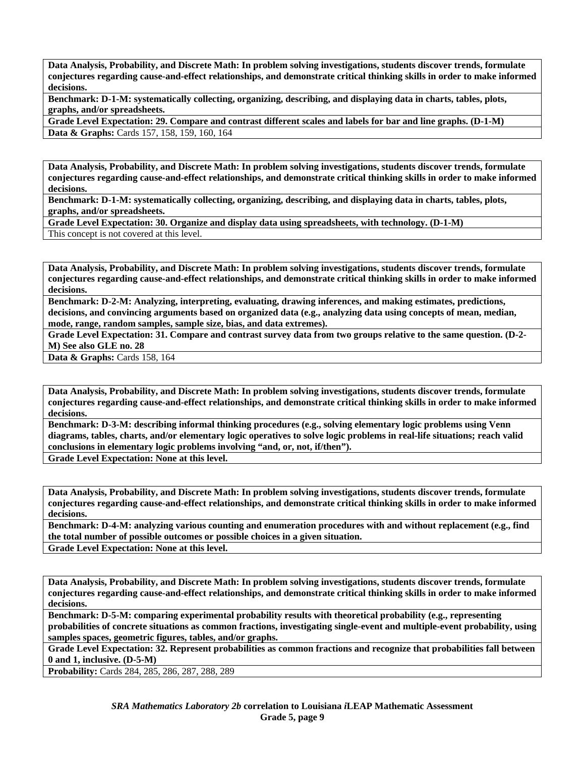**Data Analysis, Probability, and Discrete Math: In problem solving investigations, students discover trends, formulate conjectures regarding cause-and-effect relationships, and demonstrate critical thinking skills in order to make informed decisions.**

**Benchmark: D-1-M: systematically collecting, organizing, describing, and displaying data in charts, tables, plots, graphs, and/or spreadsheets.**

**Grade Level Expectation: 29. Compare and contrast different scales and labels for bar and line graphs. (D-1-M)**

**Data & Graphs:** Cards 157, 158, 159, 160, 164

**Data Analysis, Probability, and Discrete Math: In problem solving investigations, students discover trends, formulate conjectures regarding cause-and-effect relationships, and demonstrate critical thinking skills in order to make informed decisions.**

**Benchmark: D-1-M: systematically collecting, organizing, describing, and displaying data in charts, tables, plots, graphs, and/or spreadsheets.**

**Grade Level Expectation: 30. Organize and display data using spreadsheets, with technology. (D-1-M)**

This concept is not covered at this level.

**Data Analysis, Probability, and Discrete Math: In problem solving investigations, students discover trends, formulate conjectures regarding cause-and-effect relationships, and demonstrate critical thinking skills in order to make informed decisions.**

**Benchmark: D-2-M: Analyzing, interpreting, evaluating, drawing inferences, and making estimates, predictions, decisions, and convincing arguments based on organized data (e.g., analyzing data using concepts of mean, median, mode, range, random samples, sample size, bias, and data extremes).**

**Grade Level Expectation: 31. Compare and contrast survey data from two groups relative to the same question. (D-2-M) See also GLE no. 28**

**Data & Graphs:** Cards 158, 164

**Data Analysis, Probability, and Discrete Math: In problem solving investigations, students discover trends, formulate conjectures regarding cause-and-effect relationships, and demonstrate critical thinking skills in order to make informed decisions.**

**Benchmark: D-3-M: describing informal thinking procedures (e.g., solving elementary logic problems using Venn diagrams, tables, charts, and/or elementary logic operatives to solve logic problems in real-life situations; reach valid conclusions in elementary logic problems involving "and, or, not, if/then").**

**Grade Level Expectation: None at this level.**

**Data Analysis, Probability, and Discrete Math: In problem solving investigations, students discover trends, formulate conjectures regarding cause-and-effect relationships, and demonstrate critical thinking skills in order to make informed decisions.**

**Benchmark: D-4-M: analyzing various counting and enumeration procedures with and without replacement (e.g., find the total number of possible outcomes or possible choices in a given situation.**

**Grade Level Expectation: None at this level.**

**Data Analysis, Probability, and Discrete Math: In problem solving investigations, students discover trends, formulate conjectures regarding cause-and-effect relationships, and demonstrate critical thinking skills in order to make informed decisions.**

**Benchmark: D-5-M: comparing experimental probability results with theoretical probability (e.g., representing probabilities of concrete situations as common fractions, investigating single-event and multiple-event probability, using samples spaces, geometric figures, tables, and/or graphs.**

**Grade Level Expectation: 32. Represent probabilities as common fractions and recognize that probabilities fall between 0 and 1, inclusive. (D-5-M)**

**Probability:** Cards 284, 285, 286, 287, 288, 289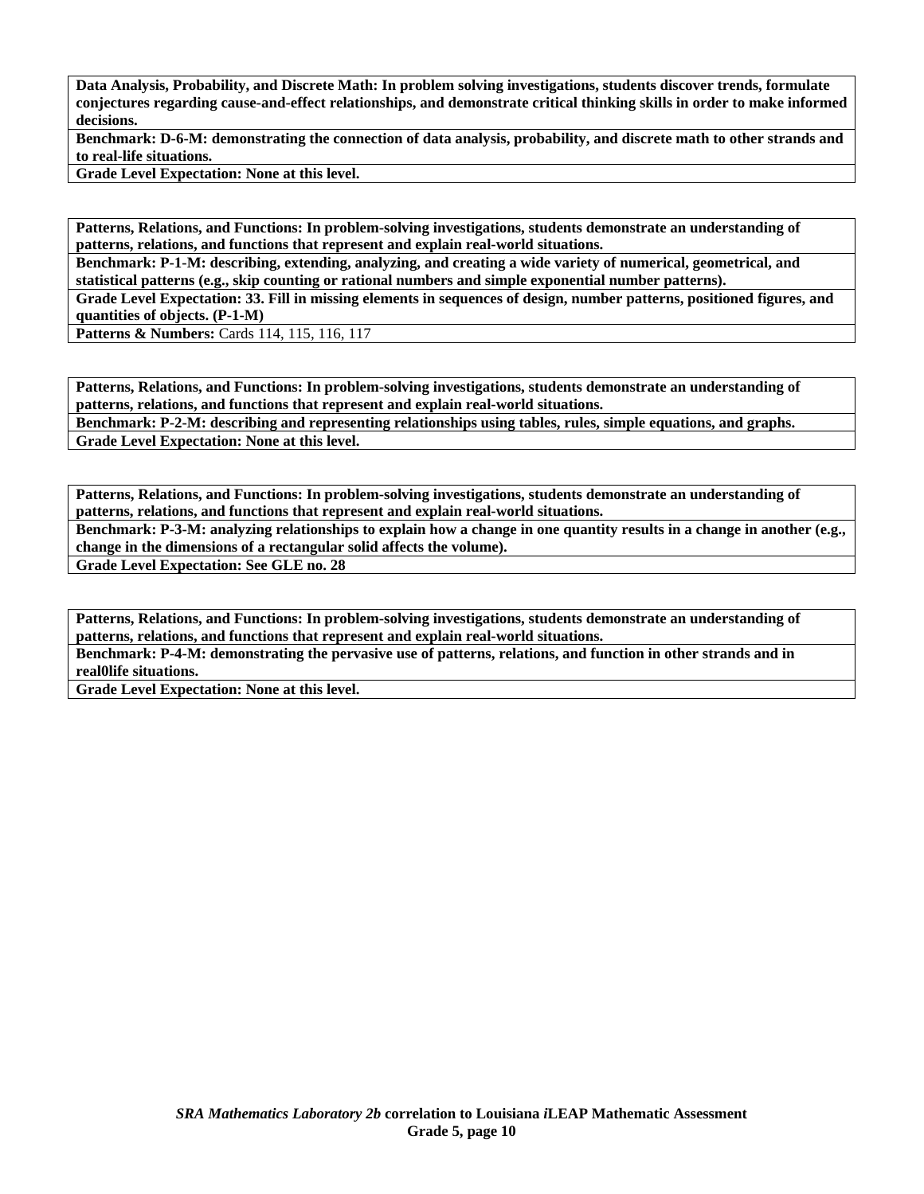| **Data Analysis, Probability, and Discrete Math: In problem solving investigations, students discover trends, formulate conjectures regarding cause-and-effect relationships, and demonstrate critical thinking skills in order to make informed decisions.** |
| --- |
| **Benchmark: D-6-M: demonstrating the connection of data analysis, probability, and discrete math to other strands and to real-life situations.** |
| **Grade Level Expectation: None at this level.** |

| **Patterns, Relations, and Functions: In problem-solving investigations, students demonstrate an understanding of patterns, relations, and functions that represent and explain real-world situations.** |
| --- |
| **Benchmark: P-1-M: describing, extending, analyzing, and creating a wide variety of numerical, geometrical, and statistical patterns (e.g., skip counting or rational numbers and simple exponential number patterns).** |
| **Grade Level Expectation: 33. Fill in missing elements in sequences of design, number patterns, positioned figures, and quantities of objects. (P-1-M)** |
| **Patterns & Numbers:** Cards 114, 115, 116, 117 |

| **Patterns, Relations, and Functions: In problem-solving investigations, students demonstrate an understanding of patterns, relations, and functions that represent and explain real-world situations.** |
| --- |
| **Benchmark: P-2-M: describing and representing relationships using tables, rules, simple equations, and graphs.** |
| **Grade Level Expectation: None at this level.** |

| **Patterns, Relations, and Functions: In problem-solving investigations, students demonstrate an understanding of patterns, relations, and functions that represent and explain real-world situations.** |
| --- |
| **Benchmark: P-3-M: analyzing relationships to explain how a change in one quantity results in a change in another (e.g., change in the dimensions of a rectangular solid affects the volume).** |
| **Grade Level Expectation: See GLE no. 28** |

| **Patterns, Relations, and Functions: In problem-solving investigations, students demonstrate an understanding of patterns, relations, and functions that represent and explain real-world situations.** |
| --- |
| **Benchmark: P-4-M: demonstrating the pervasive use of patterns, relations, and function in other strands and in real0life situations.** |
| **Grade Level Expectation: None at this level.** |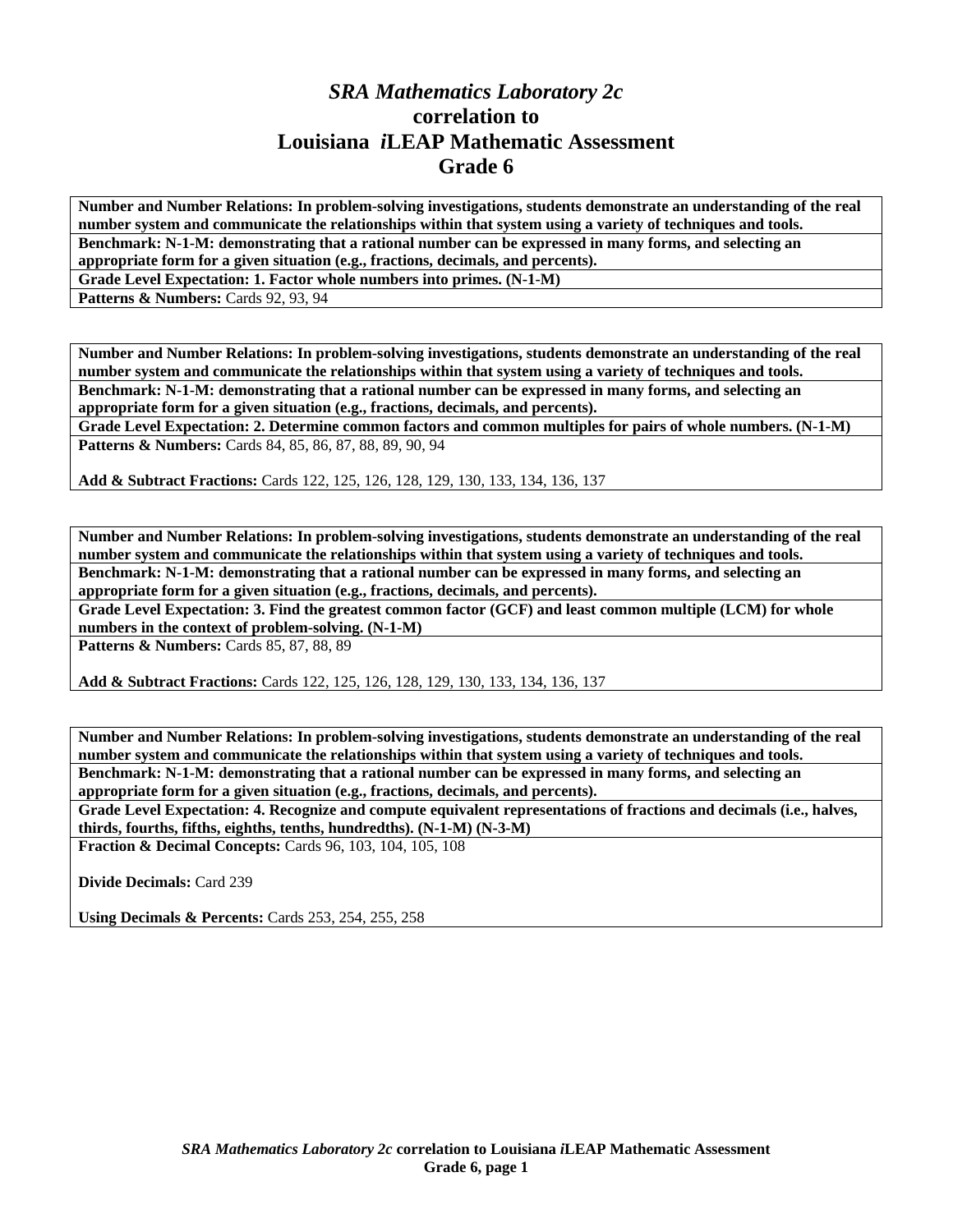# *SRA Mathematics Laboratory 2c* correlation to Louisiana *i*LEAP Mathematic Assessment Grade 6

| **Number and Number Relations: In problem-solving investigations, students demonstrate an understanding of the real number system and communicate the relationships within that system using a variety of techniques and tools.** |
|---|
| **Benchmark: N-1-M: demonstrating that a rational number can be expressed in many forms, and selecting an appropriate form for a given situation (e.g., fractions, decimals, and percents).** |
| **Grade Level Expectation: 1. Factor whole numbers into primes. (N-1-M)** |
| **Patterns & Numbers:** Cards 92, 93, 94 |

| **Number and Number Relations: In problem-solving investigations, students demonstrate an understanding of the real number system and communicate the relationships within that system using a variety of techniques and tools.** |
|---|
| **Benchmark: N-1-M: demonstrating that a rational number can be expressed in many forms, and selecting an appropriate form for a given situation (e.g., fractions, decimals, and percents).** |
| **Grade Level Expectation: 2. Determine common factors and common multiples for pairs of whole numbers. (N-1-M)** |
| **Patterns & Numbers:** Cards 84, 85, 86, 87, 88, 89, 90, 94<br><br>**Add & Subtract Fractions:** Cards 122, 125, 126, 128, 129, 130, 133, 134, 136, 137 |

| **Number and Number Relations: In problem-solving investigations, students demonstrate an understanding of the real number system and communicate the relationships within that system using a variety of techniques and tools.** |
|---|
| **Benchmark: N-1-M: demonstrating that a rational number can be expressed in many forms, and selecting an appropriate form for a given situation (e.g., fractions, decimals, and percents).** |
| **Grade Level Expectation: 3. Find the greatest common factor (GCF) and least common multiple (LCM) for whole numbers in the context of problem-solving. (N-1-M)** |
| **Patterns & Numbers:** Cards 85, 87, 88, 89<br><br>**Add & Subtract Fractions:** Cards 122, 125, 126, 128, 129, 130, 133, 134, 136, 137 |

| **Number and Number Relations: In problem-solving investigations, students demonstrate an understanding of the real number system and communicate the relationships within that system using a variety of techniques and tools.** |
|---|
| **Benchmark: N-1-M: demonstrating that a rational number can be expressed in many forms, and selecting an appropriate form for a given situation (e.g., fractions, decimals, and percents).** |
| **Grade Level Expectation: 4. Recognize and compute equivalent representations of fractions and decimals (i.e., halves, thirds, fourths, fifths, eighths, tenths, hundredths). (N-1-M) (N-3-M)** |
| **Fraction & Decimal Concepts:** Cards 96, 103, 104, 105, 108<br><br>**Divide Decimals:** Card 239<br><br>**Using Decimals & Percents:** Cards 253, 254, 255, 258 |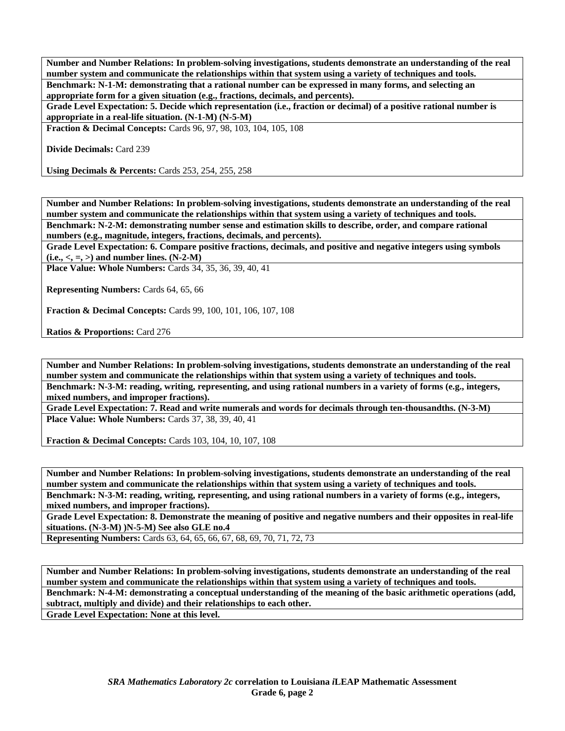**Number and Number Relations: In problem-solving investigations, students demonstrate an understanding of the real number system and communicate the relationships within that system using a variety of techniques and tools.**

**Benchmark: N-1-M: demonstrating that a rational number can be expressed in many forms, and selecting an appropriate form for a given situation (e.g., fractions, decimals, and percents).**

**Grade Level Expectation: 5. Decide which representation (i.e., fraction or decimal) of a positive rational number is appropriate in a real-life situation. (N-1-M) (N-5-M)**

**Fraction & Decimal Concepts:** Cards 96, 97, 98, 103, 104, 105, 108

**Divide Decimals:** Card 239

**Using Decimals & Percents:** Cards 253, 254, 255, 258

---

**Number and Number Relations: In problem-solving investigations, students demonstrate an understanding of the real number system and communicate the relationships within that system using a variety of techniques and tools.**

**Benchmark: N-2-M: demonstrating number sense and estimation skills to describe, order, and compare rational numbers (e.g., magnitude, integers, fractions, decimals, and percents).**

**Grade Level Expectation: 6. Compare positive fractions, decimals, and positive and negative integers using symbols (i.e., <, =, >) and number lines. (N-2-M)**

**Place Value: Whole Numbers:** Cards 34, 35, 36, 39, 40, 41

**Representing Numbers:** Cards 64, 65, 66

**Fraction & Decimal Concepts:** Cards 99, 100, 101, 106, 107, 108

**Ratios & Proportions:** Card 276

---

**Number and Number Relations: In problem-solving investigations, students demonstrate an understanding of the real number system and communicate the relationships within that system using a variety of techniques and tools.**

**Benchmark: N-3-M: reading, writing, representing, and using rational numbers in a variety of forms (e.g., integers, mixed numbers, and improper fractions).**

**Grade Level Expectation: 7. Read and write numerals and words for decimals through ten-thousandths. (N-3-M)**

**Place Value: Whole Numbers:** Cards 37, 38, 39, 40, 41

**Fraction & Decimal Concepts:** Cards 103, 104, 10, 107, 108

---

**Number and Number Relations: In problem-solving investigations, students demonstrate an understanding of the real number system and communicate the relationships within that system using a variety of techniques and tools.**

**Benchmark: N-3-M: reading, writing, representing, and using rational numbers in a variety of forms (e.g., integers, mixed numbers, and improper fractions).**

**Grade Level Expectation: 8. Demonstrate the meaning of positive and negative numbers and their opposites in real-life situations. (N-3-M) )N-5-M) See also GLE no.4**

**Representing Numbers:** Cards 63, 64, 65, 66, 67, 68, 69, 70, 71, 72, 73

---

**Number and Number Relations: In problem-solving investigations, students demonstrate an understanding of the real number system and communicate the relationships within that system using a variety of techniques and tools.**

**Benchmark: N-4-M: demonstrating a conceptual understanding of the meaning of the basic arithmetic operations (add, subtract, multiply and divide) and their relationships to each other.**

**Grade Level Expectation: None at this level.**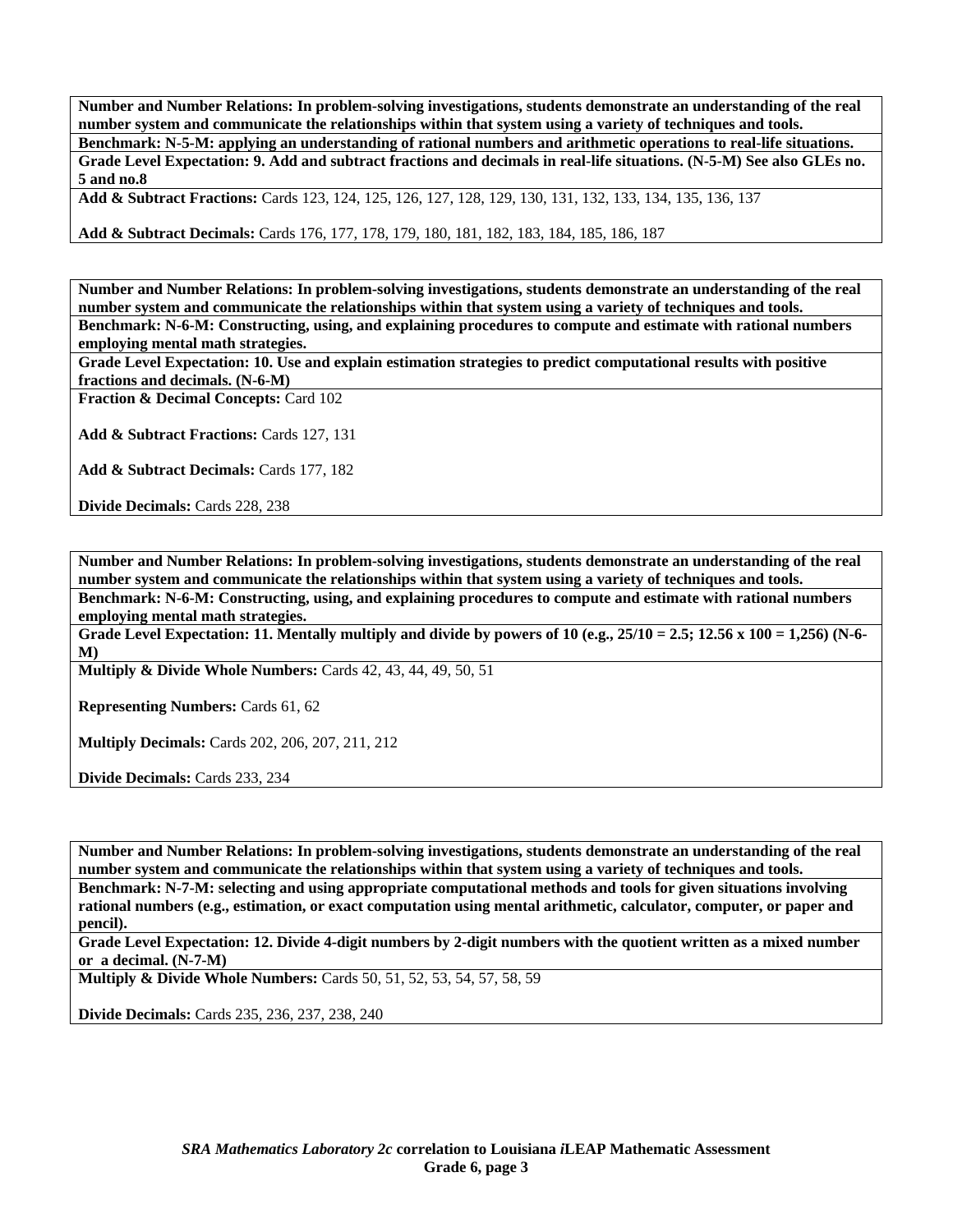**Number and Number Relations: In problem-solving investigations, students demonstrate an understanding of the real number system and communicate the relationships within that system using a variety of techniques and tools.**

**Benchmark: N-5-M: applying an understanding of rational numbers and arithmetic operations to real-life situations.**

**Grade Level Expectation: 9. Add and subtract fractions and decimals in real-life situations. (N-5-M) See also GLEs no. 5 and no.8**

**Add & Subtract Fractions:** Cards 123, 124, 125, 126, 127, 128, 129, 130, 131, 132, 133, 134, 135, 136, 137

**Add & Subtract Decimals:** Cards 176, 177, 178, 179, 180, 181, 182, 183, 184, 185, 186, 187

---

**Number and Number Relations: In problem-solving investigations, students demonstrate an understanding of the real number system and communicate the relationships within that system using a variety of techniques and tools.**

**Benchmark: N-6-M: Constructing, using, and explaining procedures to compute and estimate with rational numbers employing mental math strategies.**

**Grade Level Expectation: 10. Use and explain estimation strategies to predict computational results with positive fractions and decimals. (N-6-M)**

**Fraction & Decimal Concepts:** Card 102

**Add & Subtract Fractions:** Cards 127, 131

**Add & Subtract Decimals:** Cards 177, 182

**Divide Decimals:** Cards 228, 238

---

**Number and Number Relations: In problem-solving investigations, students demonstrate an understanding of the real number system and communicate the relationships within that system using a variety of techniques and tools.**

**Benchmark: N-6-M: Constructing, using, and explaining procedures to compute and estimate with rational numbers employing mental math strategies.**

**Grade Level Expectation: 11. Mentally multiply and divide by powers of 10 (e.g., 25/10 = 2.5; 12.56 x 100 = 1,256) (N-6-M)**

**Multiply & Divide Whole Numbers:** Cards 42, 43, 44, 49, 50, 51

**Representing Numbers:** Cards 61, 62

**Multiply Decimals:** Cards 202, 206, 207, 211, 212

**Divide Decimals:** Cards 233, 234

---

**Number and Number Relations: In problem-solving investigations, students demonstrate an understanding of the real number system and communicate the relationships within that system using a variety of techniques and tools.**

**Benchmark: N-7-M: selecting and using appropriate computational methods and tools for given situations involving rational numbers (e.g., estimation, or exact computation using mental arithmetic, calculator, computer, or paper and pencil).**

**Grade Level Expectation: 12. Divide 4-digit numbers by 2-digit numbers with the quotient written as a mixed number or a decimal. (N-7-M)**

**Multiply & Divide Whole Numbers:** Cards 50, 51, 52, 53, 54, 57, 58, 59

**Divide Decimals:** Cards 235, 236, 237, 238, 240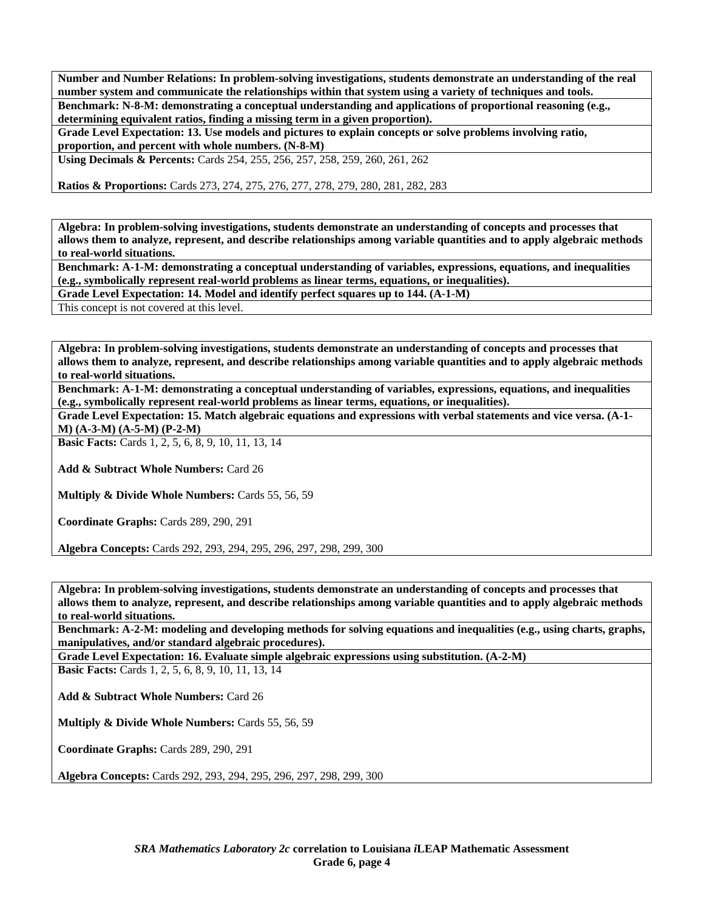**Number and Number Relations: In problem-solving investigations, students demonstrate an understanding of the real number system and communicate the relationships within that system using a variety of techniques and tools.**

**Benchmark: N-8-M: demonstrating a conceptual understanding and applications of proportional reasoning (e.g., determining equivalent ratios, finding a missing term in a given proportion).**

**Grade Level Expectation: 13. Use models and pictures to explain concepts or solve problems involving ratio, proportion, and percent with whole numbers. (N-8-M)**

**Using Decimals & Percents:** Cards 254, 255, 256, 257, 258, 259, 260, 261, 262

**Ratios & Proportions:** Cards 273, 274, 275, 276, 277, 278, 279, 280, 281, 282, 283

**Algebra: In problem-solving investigations, students demonstrate an understanding of concepts and processes that allows them to analyze, represent, and describe relationships among variable quantities and to apply algebraic methods to real-world situations.**

**Benchmark: A-1-M: demonstrating a conceptual understanding of variables, expressions, equations, and inequalities (e.g., symbolically represent real-world problems as linear terms, equations, or inequalities).**

**Grade Level Expectation: 14. Model and identify perfect squares up to 144. (A-1-M)**

This concept is not covered at this level.

**Algebra: In problem-solving investigations, students demonstrate an understanding of concepts and processes that allows them to analyze, represent, and describe relationships among variable quantities and to apply algebraic methods to real-world situations.**

**Benchmark: A-1-M: demonstrating a conceptual understanding of variables, expressions, equations, and inequalities (e.g., symbolically represent real-world problems as linear terms, equations, or inequalities).**

**Grade Level Expectation: 15. Match algebraic equations and expressions with verbal statements and vice versa. (A-1-M) (A-3-M) (A-5-M) (P-2-M)**

**Basic Facts:** Cards 1, 2, 5, 6, 8, 9, 10, 11, 13, 14

**Add & Subtract Whole Numbers:** Card 26

**Multiply & Divide Whole Numbers:** Cards 55, 56, 59

**Coordinate Graphs:** Cards 289, 290, 291

**Algebra Concepts:** Cards 292, 293, 294, 295, 296, 297, 298, 299, 300

**Algebra: In problem-solving investigations, students demonstrate an understanding of concepts and processes that allows them to analyze, represent, and describe relationships among variable quantities and to apply algebraic methods to real-world situations.**

**Benchmark: A-2-M: modeling and developing methods for solving equations and inequalities (e.g., using charts, graphs, manipulatives, and/or standard algebraic procedures).**

**Grade Level Expectation: 16. Evaluate simple algebraic expressions using substitution. (A-2-M)**

**Basic Facts:** Cards 1, 2, 5, 6, 8, 9, 10, 11, 13, 14

**Add & Subtract Whole Numbers:** Card 26

**Multiply & Divide Whole Numbers:** Cards 55, 56, 59

**Coordinate Graphs:** Cards 289, 290, 291

**Algebra Concepts:** Cards 292, 293, 294, 295, 296, 297, 298, 299, 300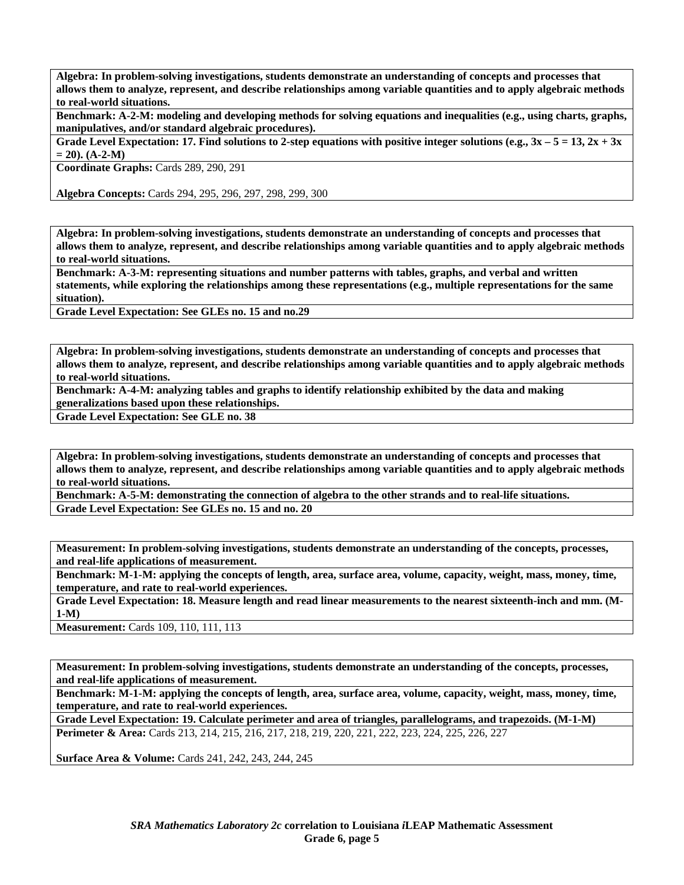**Algebra: In problem-solving investigations, students demonstrate an understanding of concepts and processes that allows them to analyze, represent, and describe relationships among variable quantities and to apply algebraic methods to real-world situations.**

**Benchmark: A-2-M: modeling and developing methods for solving equations and inequalities (e.g., using charts, graphs, manipulatives, and/or standard algebraic procedures).**

**Grade Level Expectation: 17. Find solutions to 2-step equations with positive integer solutions (e.g., $3x - 5 = 13$, $2x + 3x = 20$). (A-2-M)**

**Coordinate Graphs:** Cards 289, 290, 291

**Algebra Concepts:** Cards 294, 295, 296, 297, 298, 299, 300

---

**Algebra: In problem-solving investigations, students demonstrate an understanding of concepts and processes that allows them to analyze, represent, and describe relationships among variable quantities and to apply algebraic methods to real-world situations.**

**Benchmark: A-3-M: representing situations and number patterns with tables, graphs, and verbal and written statements, while exploring the relationships among these representations (e.g., multiple representations for the same situation).**

**Grade Level Expectation: See GLEs no. 15 and no.29**

---

**Algebra: In problem-solving investigations, students demonstrate an understanding of concepts and processes that allows them to analyze, represent, and describe relationships among variable quantities and to apply algebraic methods to real-world situations.**

**Benchmark: A-4-M: analyzing tables and graphs to identify relationship exhibited by the data and making generalizations based upon these relationships.**

**Grade Level Expectation: See GLE no. 38**

---

**Algebra: In problem-solving investigations, students demonstrate an understanding of concepts and processes that allows them to analyze, represent, and describe relationships among variable quantities and to apply algebraic methods to real-world situations.**

**Benchmark: A-5-M: demonstrating the connection of algebra to the other strands and to real-life situations.**

**Grade Level Expectation: See GLEs no. 15 and no. 20**

---

**Measurement: In problem-solving investigations, students demonstrate an understanding of the concepts, processes, and real-life applications of measurement.**

**Benchmark: M-1-M: applying the concepts of length, area, surface area, volume, capacity, weight, mass, money, time, temperature, and rate to real-world experiences.**

**Grade Level Expectation: 18. Measure length and read linear measurements to the nearest sixteenth-inch and mm. (M-1-M)**

**Measurement:** Cards 109, 110, 111, 113

---

**Measurement: In problem-solving investigations, students demonstrate an understanding of the concepts, processes, and real-life applications of measurement.**

**Benchmark: M-1-M: applying the concepts of length, area, surface area, volume, capacity, weight, mass, money, time, temperature, and rate to real-world experiences.**

**Grade Level Expectation: 19. Calculate perimeter and area of triangles, parallelograms, and trapezoids. (M-1-M)**

**Perimeter & Area:** Cards 213, 214, 215, 216, 217, 218, 219, 220, 221, 222, 223, 224, 225, 226, 227

**Surface Area & Volume:** Cards 241, 242, 243, 244, 245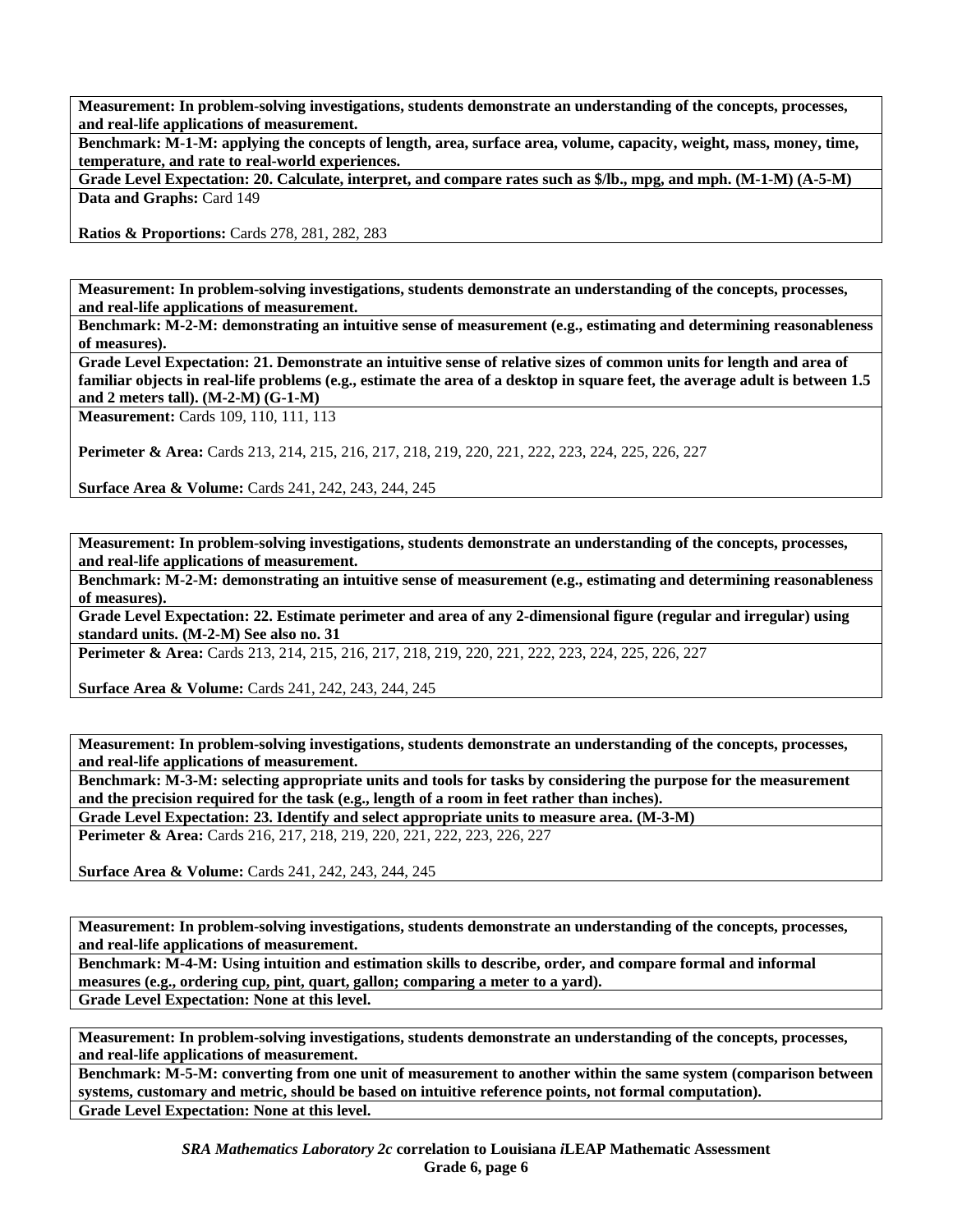**Measurement: In problem-solving investigations, students demonstrate an understanding of the concepts, processes, and real-life applications of measurement.**

**Benchmark: M-1-M: applying the concepts of length, area, surface area, volume, capacity, weight, mass, money, time, temperature, and rate to real-world experiences.**

**Grade Level Expectation: 20. Calculate, interpret, and compare rates such as $/lb., mpg, and mph. (M-1-M) (A-5-M)**

**Data and Graphs:** Card 149

**Ratios & Proportions:** Cards 278, 281, 282, 283

---

**Measurement: In problem-solving investigations, students demonstrate an understanding of the concepts, processes, and real-life applications of measurement.**

**Benchmark: M-2-M: demonstrating an intuitive sense of measurement (e.g., estimating and determining reasonableness of measures).**

**Grade Level Expectation: 21. Demonstrate an intuitive sense of relative sizes of common units for length and area of familiar objects in real-life problems (e.g., estimate the area of a desktop in square feet, the average adult is between 1.5 and 2 meters tall). (M-2-M) (G-1-M)**

**Measurement:** Cards 109, 110, 111, 113

**Perimeter & Area:** Cards 213, 214, 215, 216, 217, 218, 219, 220, 221, 222, 223, 224, 225, 226, 227

**Surface Area & Volume:** Cards 241, 242, 243, 244, 245

---

**Measurement: In problem-solving investigations, students demonstrate an understanding of the concepts, processes, and real-life applications of measurement.**

**Benchmark: M-2-M: demonstrating an intuitive sense of measurement (e.g., estimating and determining reasonableness of measures).**

**Grade Level Expectation: 22. Estimate perimeter and area of any 2-dimensional figure (regular and irregular) using standard units. (M-2-M) See also no. 31**

**Perimeter & Area:** Cards 213, 214, 215, 216, 217, 218, 219, 220, 221, 222, 223, 224, 225, 226, 227

**Surface Area & Volume:** Cards 241, 242, 243, 244, 245

---

**Measurement: In problem-solving investigations, students demonstrate an understanding of the concepts, processes, and real-life applications of measurement.**

**Benchmark: M-3-M: selecting appropriate units and tools for tasks by considering the purpose for the measurement and the precision required for the task (e.g., length of a room in feet rather than inches).**

**Grade Level Expectation: 23. Identify and select appropriate units to measure area. (M-3-M)**

**Perimeter & Area:** Cards 216, 217, 218, 219, 220, 221, 222, 223, 226, 227

**Surface Area & Volume:** Cards 241, 242, 243, 244, 245

---

**Measurement: In problem-solving investigations, students demonstrate an understanding of the concepts, processes, and real-life applications of measurement.**

**Benchmark: M-4-M: Using intuition and estimation skills to describe, order, and compare formal and informal measures (e.g., ordering cup, pint, quart, gallon; comparing a meter to a yard).**

**Grade Level Expectation: None at this level.**

---

**Measurement: In problem-solving investigations, students demonstrate an understanding of the concepts, processes, and real-life applications of measurement.**

**Benchmark: M-5-M: converting from one unit of measurement to another within the same system (comparison between systems, customary and metric, should be based on intuitive reference points, not formal computation).**

**Grade Level Expectation: None at this level.**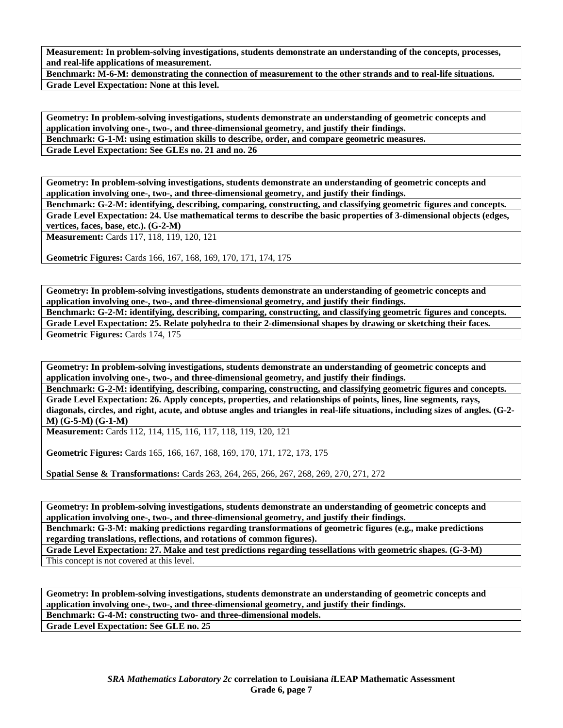**Measurement: In problem-solving investigations, students demonstrate an understanding of the concepts, processes, and real-life applications of measurement.**

**Benchmark: M-6-M: demonstrating the connection of measurement to the other strands and to real-life situations.**

**Grade Level Expectation: None at this level.**

---

**Geometry: In problem-solving investigations, students demonstrate an understanding of geometric concepts and application involving one-, two-, and three-dimensional geometry, and justify their findings.**

**Benchmark: G-1-M: using estimation skills to describe, order, and compare geometric measures.**

**Grade Level Expectation: See GLEs no. 21 and no. 26**

---

**Geometry: In problem-solving investigations, students demonstrate an understanding of geometric concepts and application involving one-, two-, and three-dimensional geometry, and justify their findings.**

**Benchmark: G-2-M: identifying, describing, comparing, constructing, and classifying geometric figures and concepts.**

**Grade Level Expectation: 24. Use mathematical terms to describe the basic properties of 3-dimensional objects (edges, vertices, faces, base, etc.). (G-2-M)**

**Measurement:** Cards 117, 118, 119, 120, 121

**Geometric Figures:** Cards 166, 167, 168, 169, 170, 171, 174, 175

---

**Geometry: In problem-solving investigations, students demonstrate an understanding of geometric concepts and application involving one-, two-, and three-dimensional geometry, and justify their findings.**

**Benchmark: G-2-M: identifying, describing, comparing, constructing, and classifying geometric figures and concepts.**

**Grade Level Expectation: 25. Relate polyhedra to their 2-dimensional shapes by drawing or sketching their faces.**

**Geometric Figures:** Cards 174, 175

---

**Geometry: In problem-solving investigations, students demonstrate an understanding of geometric concepts and application involving one-, two-, and three-dimensional geometry, and justify their findings.**

**Benchmark: G-2-M: identifying, describing, comparing, constructing, and classifying geometric figures and concepts.**

**Grade Level Expectation: 26. Apply concepts, properties, and relationships of points, lines, line segments, rays, diagonals, circles, and right, acute, and obtuse angles and triangles in real-life situations, including sizes of angles. (G-2-M) (G-5-M) (G-1-M)**

**Measurement:** Cards 112, 114, 115, 116, 117, 118, 119, 120, 121

**Geometric Figures:** Cards 165, 166, 167, 168, 169, 170, 171, 172, 173, 175

**Spatial Sense & Transformations:** Cards 263, 264, 265, 266, 267, 268, 269, 270, 271, 272

---

**Geometry: In problem-solving investigations, students demonstrate an understanding of geometric concepts and application involving one-, two-, and three-dimensional geometry, and justify their findings.**

**Benchmark: G-3-M: making predictions regarding transformations of geometric figures (e.g., make predictions regarding translations, reflections, and rotations of common figures).**

**Grade Level Expectation: 27. Make and test predictions regarding tessellations with geometric shapes. (G-3-M)**

This concept is not covered at this level.

---

**Geometry: In problem-solving investigations, students demonstrate an understanding of geometric concepts and application involving one-, two-, and three-dimensional geometry, and justify their findings.**

**Benchmark: G-4-M: constructing two- and three-dimensional models.**

**Grade Level Expectation: See GLE no. 25**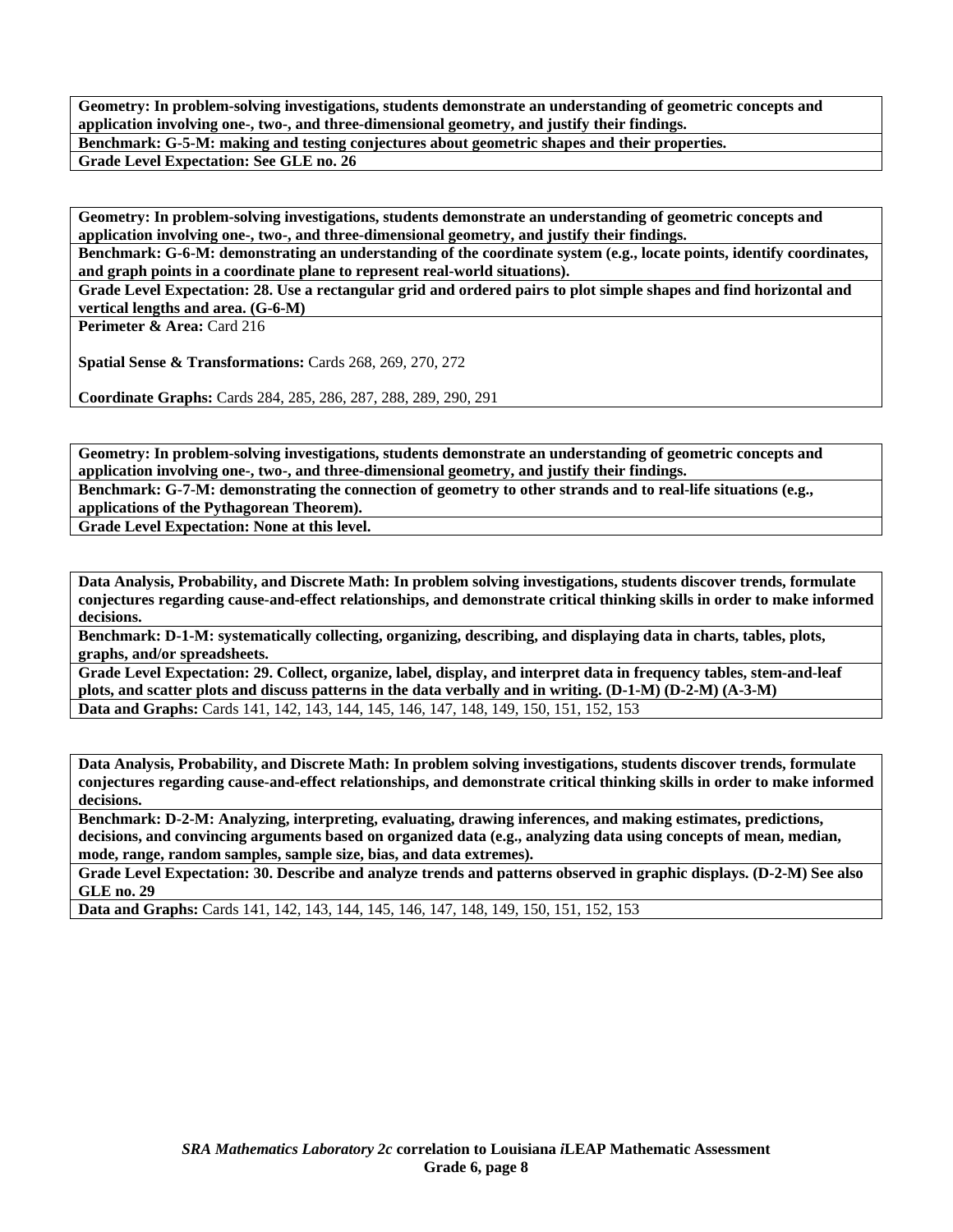**Geometry: In problem-solving investigations, students demonstrate an understanding of geometric concepts and application involving one-, two-, and three-dimensional geometry, and justify their findings.**

**Benchmark: G-5-M: making and testing conjectures about geometric shapes and their properties.**

**Grade Level Expectation: See GLE no. 26**

---

**Geometry: In problem-solving investigations, students demonstrate an understanding of geometric concepts and application involving one-, two-, and three-dimensional geometry, and justify their findings.**

**Benchmark: G-6-M: demonstrating an understanding of the coordinate system (e.g., locate points, identify coordinates, and graph points in a coordinate plane to represent real-world situations).**

**Grade Level Expectation: 28. Use a rectangular grid and ordered pairs to plot simple shapes and find horizontal and vertical lengths and area. (G-6-M)**

**Perimeter & Area:** Card 216

**Spatial Sense & Transformations:** Cards 268, 269, 270, 272

**Coordinate Graphs:** Cards 284, 285, 286, 287, 288, 289, 290, 291

---

**Geometry: In problem-solving investigations, students demonstrate an understanding of geometric concepts and application involving one-, two-, and three-dimensional geometry, and justify their findings.**

**Benchmark: G-7-M: demonstrating the connection of geometry to other strands and to real-life situations (e.g., applications of the Pythagorean Theorem).**

**Grade Level Expectation: None at this level.**

---

**Data Analysis, Probability, and Discrete Math: In problem solving investigations, students discover trends, formulate conjectures regarding cause-and-effect relationships, and demonstrate critical thinking skills in order to make informed decisions.**

**Benchmark: D-1-M: systematically collecting, organizing, describing, and displaying data in charts, tables, plots, graphs, and/or spreadsheets.**

**Grade Level Expectation: 29. Collect, organize, label, display, and interpret data in frequency tables, stem-and-leaf plots, and scatter plots and discuss patterns in the data verbally and in writing. (D-1-M) (D-2-M) (A-3-M)**

**Data and Graphs:** Cards 141, 142, 143, 144, 145, 146, 147, 148, 149, 150, 151, 152, 153

---

**Data Analysis, Probability, and Discrete Math: In problem solving investigations, students discover trends, formulate conjectures regarding cause-and-effect relationships, and demonstrate critical thinking skills in order to make informed decisions.**

**Benchmark: D-2-M: Analyzing, interpreting, evaluating, drawing inferences, and making estimates, predictions, decisions, and convincing arguments based on organized data (e.g., analyzing data using concepts of mean, median, mode, range, random samples, sample size, bias, and data extremes).**

**Grade Level Expectation: 30. Describe and analyze trends and patterns observed in graphic displays. (D-2-M) See also GLE no. 29**

**Data and Graphs:** Cards 141, 142, 143, 144, 145, 146, 147, 148, 149, 150, 151, 152, 153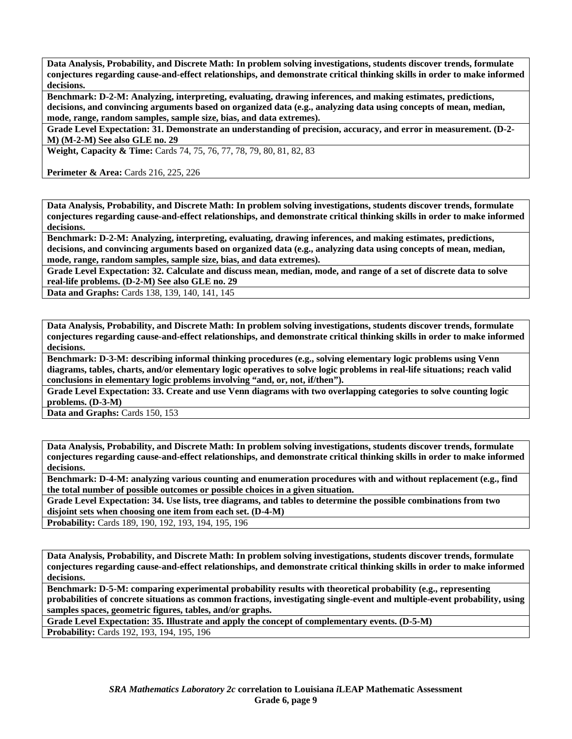**Data Analysis, Probability, and Discrete Math: In problem solving investigations, students discover trends, formulate conjectures regarding cause-and-effect relationships, and demonstrate critical thinking skills in order to make informed decisions.**

**Benchmark: D-2-M: Analyzing, interpreting, evaluating, drawing inferences, and making estimates, predictions, decisions, and convincing arguments based on organized data (e.g., analyzing data using concepts of mean, median, mode, range, random samples, sample size, bias, and data extremes).**

**Grade Level Expectation: 31. Demonstrate an understanding of precision, accuracy, and error in measurement. (D-2-M) (M-2-M) See also GLE no. 29**

**Weight, Capacity & Time:** Cards 74, 75, 76, 77, 78, 79, 80, 81, 82, 83

**Perimeter & Area:** Cards 216, 225, 226

---

**Data Analysis, Probability, and Discrete Math: In problem solving investigations, students discover trends, formulate conjectures regarding cause-and-effect relationships, and demonstrate critical thinking skills in order to make informed decisions.**

**Benchmark: D-2-M: Analyzing, interpreting, evaluating, drawing inferences, and making estimates, predictions, decisions, and convincing arguments based on organized data (e.g., analyzing data using concepts of mean, median, mode, range, random samples, sample size, bias, and data extremes).**

**Grade Level Expectation: 32. Calculate and discuss mean, median, mode, and range of a set of discrete data to solve real-life problems. (D-2-M) See also GLE no. 29**

**Data and Graphs:** Cards 138, 139, 140, 141, 145

---

**Data Analysis, Probability, and Discrete Math: In problem solving investigations, students discover trends, formulate conjectures regarding cause-and-effect relationships, and demonstrate critical thinking skills in order to make informed decisions.**

**Benchmark: D-3-M: describing informal thinking procedures (e.g., solving elementary logic problems using Venn diagrams, tables, charts, and/or elementary logic operatives to solve logic problems in real-life situations; reach valid conclusions in elementary logic problems involving "and, or, not, if/then").**

**Grade Level Expectation: 33. Create and use Venn diagrams with two overlapping categories to solve counting logic problems. (D-3-M)**

**Data and Graphs:** Cards 150, 153

---

**Data Analysis, Probability, and Discrete Math: In problem solving investigations, students discover trends, formulate conjectures regarding cause-and-effect relationships, and demonstrate critical thinking skills in order to make informed decisions.**

**Benchmark: D-4-M: analyzing various counting and enumeration procedures with and without replacement (e.g., find the total number of possible outcomes or possible choices in a given situation.**

**Grade Level Expectation: 34. Use lists, tree diagrams, and tables to determine the possible combinations from two disjoint sets when choosing one item from each set. (D-4-M)**

**Probability:** Cards 189, 190, 192, 193, 194, 195, 196

---

**Data Analysis, Probability, and Discrete Math: In problem solving investigations, students discover trends, formulate conjectures regarding cause-and-effect relationships, and demonstrate critical thinking skills in order to make informed decisions.**

**Benchmark: D-5-M: comparing experimental probability results with theoretical probability (e.g., representing probabilities of concrete situations as common fractions, investigating single-event and multiple-event probability, using samples spaces, geometric figures, tables, and/or graphs.**

**Grade Level Expectation: 35. Illustrate and apply the concept of complementary events. (D-5-M)**

**Probability:** Cards 192, 193, 194, 195, 196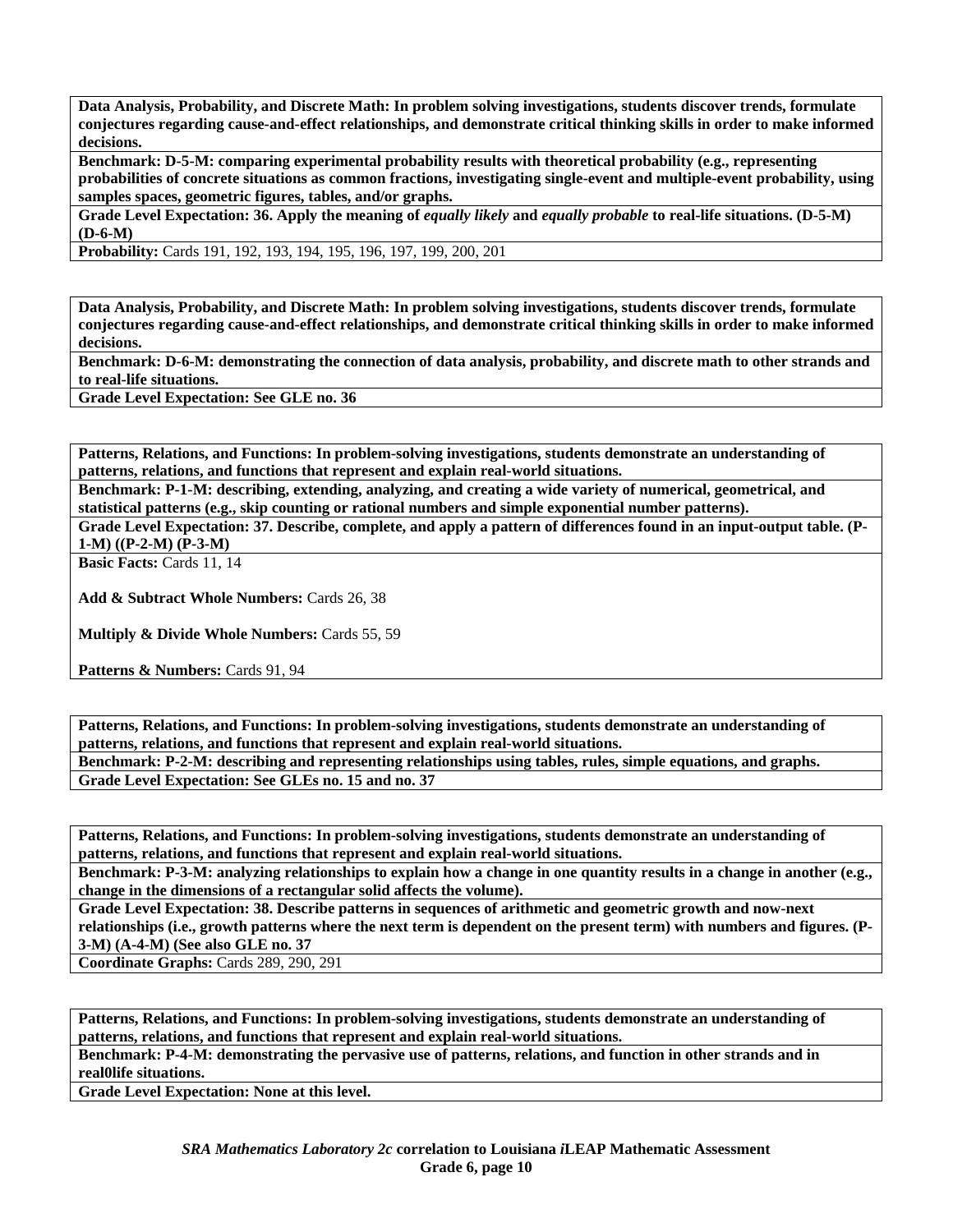**Data Analysis, Probability, and Discrete Math: In problem solving investigations, students discover trends, formulate conjectures regarding cause-and-effect relationships, and demonstrate critical thinking skills in order to make informed decisions.**

**Benchmark: D-5-M: comparing experimental probability results with theoretical probability (e.g., representing probabilities of concrete situations as common fractions, investigating single-event and multiple-event probability, using samples spaces, geometric figures, tables, and/or graphs.**

**Grade Level Expectation: 36. Apply the meaning of *equally likely* and *equally probable* to real-life situations. (D-5-M) (D-6-M)**

**Probability:** Cards 191, 192, 193, 194, 195, 196, 197, 199, 200, 201

**Data Analysis, Probability, and Discrete Math: In problem solving investigations, students discover trends, formulate conjectures regarding cause-and-effect relationships, and demonstrate critical thinking skills in order to make informed decisions.**

**Benchmark: D-6-M: demonstrating the connection of data analysis, probability, and discrete math to other strands and to real-life situations.**

**Grade Level Expectation: See GLE no. 36**

**Patterns, Relations, and Functions: In problem-solving investigations, students demonstrate an understanding of patterns, relations, and functions that represent and explain real-world situations.**

**Benchmark: P-1-M: describing, extending, analyzing, and creating a wide variety of numerical, geometrical, and statistical patterns (e.g., skip counting or rational numbers and simple exponential number patterns).**

**Grade Level Expectation: 37. Describe, complete, and apply a pattern of differences found in an input-output table. (P-1-M) ((P-2-M) (P-3-M)**

**Basic Facts:** Cards 11, 14

**Add & Subtract Whole Numbers:** Cards 26, 38

**Multiply & Divide Whole Numbers:** Cards 55, 59

**Patterns & Numbers:** Cards 91, 94

**Patterns, Relations, and Functions: In problem-solving investigations, students demonstrate an understanding of patterns, relations, and functions that represent and explain real-world situations.**

**Benchmark: P-2-M: describing and representing relationships using tables, rules, simple equations, and graphs.**

**Grade Level Expectation: See GLEs no. 15 and no. 37**

**Patterns, Relations, and Functions: In problem-solving investigations, students demonstrate an understanding of patterns, relations, and functions that represent and explain real-world situations.**

**Benchmark: P-3-M: analyzing relationships to explain how a change in one quantity results in a change in another (e.g., change in the dimensions of a rectangular solid affects the volume).**

**Grade Level Expectation: 38. Describe patterns in sequences of arithmetic and geometric growth and now-next relationships (i.e., growth patterns where the next term is dependent on the present term) with numbers and figures. (P-3-M) (A-4-M) (See also GLE no. 37**

**Coordinate Graphs:** Cards 289, 290, 291

**Patterns, Relations, and Functions: In problem-solving investigations, students demonstrate an understanding of patterns, relations, and functions that represent and explain real-world situations.**

**Benchmark: P-4-M: demonstrating the pervasive use of patterns, relations, and function in other strands and in real0life situations.**

**Grade Level Expectation: None at this level.**